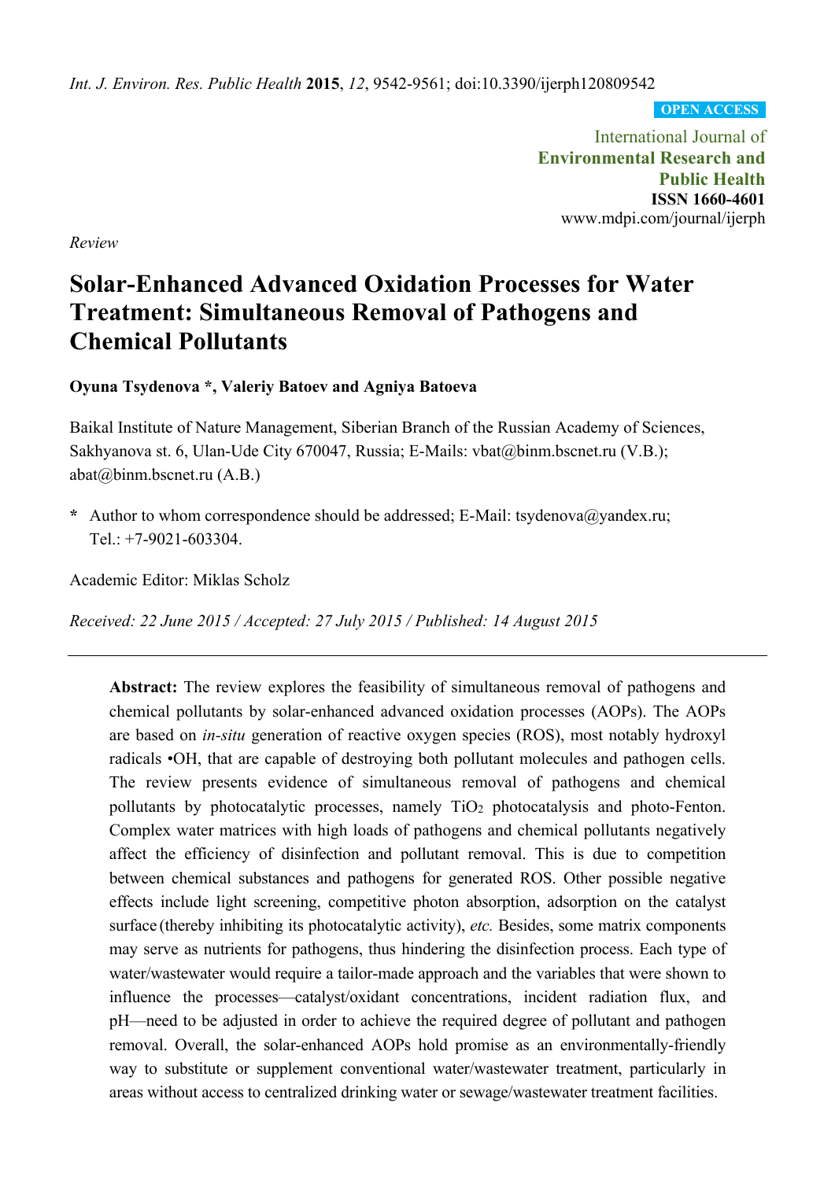*Review*

# Solar-Enhanced Advanced Oxidation Processes for Water Treatment: Simultaneous Removal of Pathogens and Chemical Pollutants

**Oyuna Tsydenova \*, Valeriy Batoev and Agniya Batoeva**

Baikal Institute of Nature Management, Siberian Branch of the Russian Academy of Sciences, Sakhyanova st. 6, Ulan-Ude City 670047, Russia; E-Mails: vbat@binm.bscnet.ru (V.B.); abat@binm.bscnet.ru (A.B.)

**\*** Author to whom correspondence should be addressed; E-Mail: tsydenova@yandex.ru; Tel.: +7-9021-603304.

Academic Editor: Miklas Scholz

*Received: 22 June 2015 / Accepted: 27 July 2015 / Published: 14 August 2015*

---

**Abstract:** The review explores the feasibility of simultaneous removal of pathogens and chemical pollutants by solar-enhanced advanced oxidation processes (AOPs). The AOPs are based on *in-situ* generation of reactive oxygen species (ROS), most notably hydroxyl radicals •OH, that are capable of destroying both pollutant molecules and pathogen cells. The review presents evidence of simultaneous removal of pathogens and chemical pollutants by photocatalytic processes, namely $TiO_2$ photocatalysis and photo-Fenton. Complex water matrices with high loads of pathogens and chemical pollutants negatively affect the efficiency of disinfection and pollutant removal. This is due to competition between chemical substances and pathogens for generated ROS. Other possible negative effects include light screening, competitive photon absorption, adsorption on the catalyst surface (thereby inhibiting its photocatalytic activity), *etc.* Besides, some matrix components may serve as nutrients for pathogens, thus hindering the disinfection process. Each type of water/wastewater would require a tailor-made approach and the variables that were shown to influence the processes—catalyst/oxidant concentrations, incident radiation flux, and pH—need to be adjusted in order to achieve the required degree of pollutant and pathogen removal. Overall, the solar-enhanced AOPs hold promise as an environmentally-friendly way to substitute or supplement conventional water/wastewater treatment, particularly in areas without access to centralized drinking water or sewage/wastewater treatment facilities.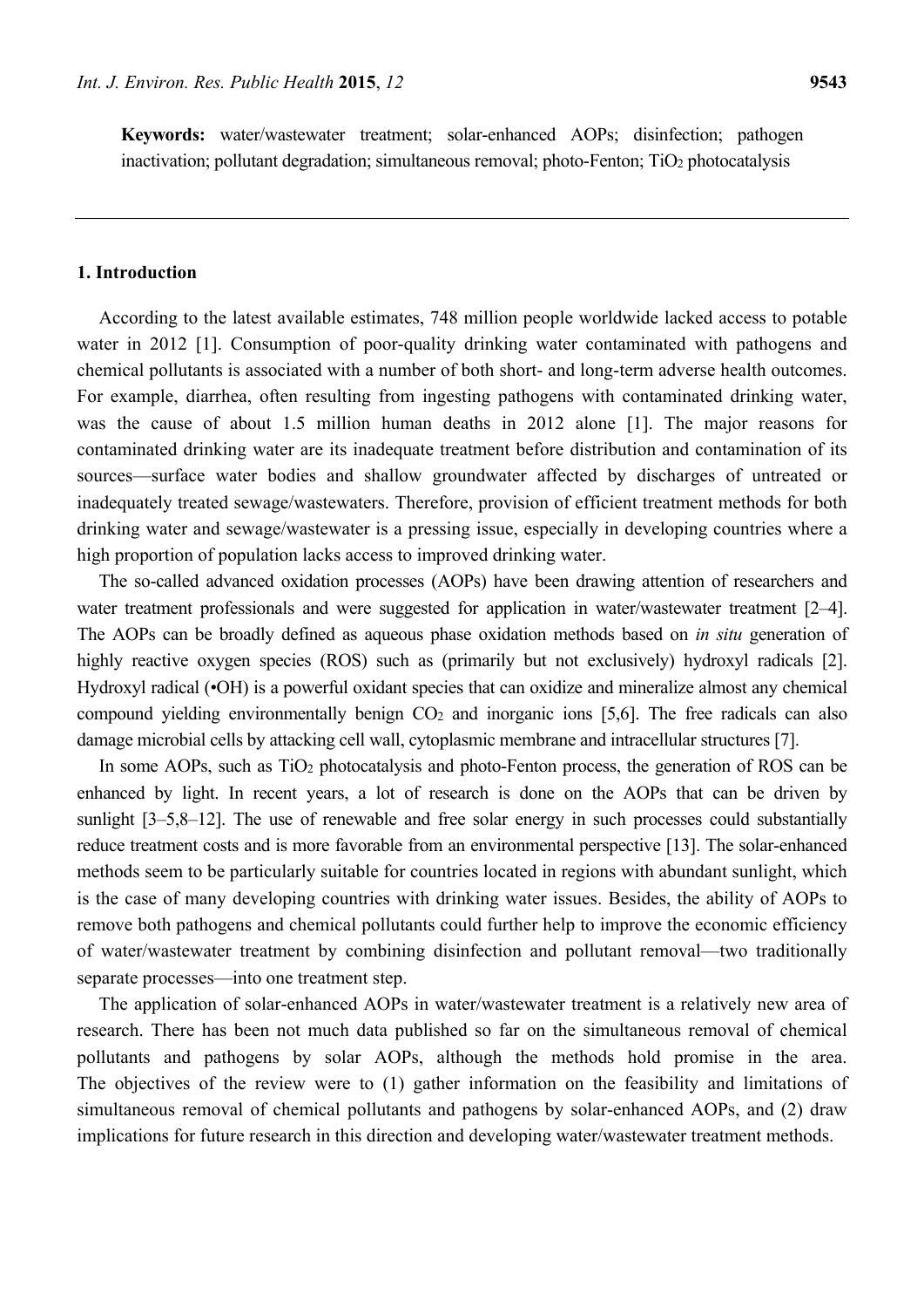**Keywords:** water/wastewater treatment; solar-enhanced AOPs; disinfection; pathogen inactivation; pollutant degradation; simultaneous removal; photo-Fenton; $TiO_2$ photocatalysis

## 1. Introduction

According to the latest available estimates, 748 million people worldwide lacked access to potable water in 2012 [1]. Consumption of poor-quality drinking water contaminated with pathogens and chemical pollutants is associated with a number of both short- and long-term adverse health outcomes. For example, diarrhea, often resulting from ingesting pathogens with contaminated drinking water, was the cause of about 1.5 million human deaths in 2012 alone [1]. The major reasons for contaminated drinking water are its inadequate treatment before distribution and contamination of its sources—surface water bodies and shallow groundwater affected by discharges of untreated or inadequately treated sewage/wastewaters. Therefore, provision of efficient treatment methods for both drinking water and sewage/wastewater is a pressing issue, especially in developing countries where a high proportion of population lacks access to improved drinking water.

The so-called advanced oxidation processes (AOPs) have been drawing attention of researchers and water treatment professionals and were suggested for application in water/wastewater treatment [2–4]. The AOPs can be broadly defined as aqueous phase oxidation methods based on *in situ* generation of highly reactive oxygen species (ROS) such as (primarily but not exclusively) hydroxyl radicals [2]. Hydroxyl radical (•OH) is a powerful oxidant species that can oxidize and mineralize almost any chemical compound yielding environmentally benign $CO_2$ and inorganic ions [5,6]. The free radicals can also damage microbial cells by attacking cell wall, cytoplasmic membrane and intracellular structures [7].

In some AOPs, such as $TiO_2$ photocatalysis and photo-Fenton process, the generation of ROS can be enhanced by light. In recent years, a lot of research is done on the AOPs that can be driven by sunlight [3–5,8–12]. The use of renewable and free solar energy in such processes could substantially reduce treatment costs and is more favorable from an environmental perspective [13]. The solar-enhanced methods seem to be particularly suitable for countries located in regions with abundant sunlight, which is the case of many developing countries with drinking water issues. Besides, the ability of AOPs to remove both pathogens and chemical pollutants could further help to improve the economic efficiency of water/wastewater treatment by combining disinfection and pollutant removal—two traditionally separate processes—into one treatment step.

The application of solar-enhanced AOPs in water/wastewater treatment is a relatively new area of research. There has been not much data published so far on the simultaneous removal of chemical pollutants and pathogens by solar AOPs, although the methods hold promise in the area. The objectives of the review were to (1) gather information on the feasibility and limitations of simultaneous removal of chemical pollutants and pathogens by solar-enhanced AOPs, and (2) draw implications for future research in this direction and developing water/wastewater treatment methods.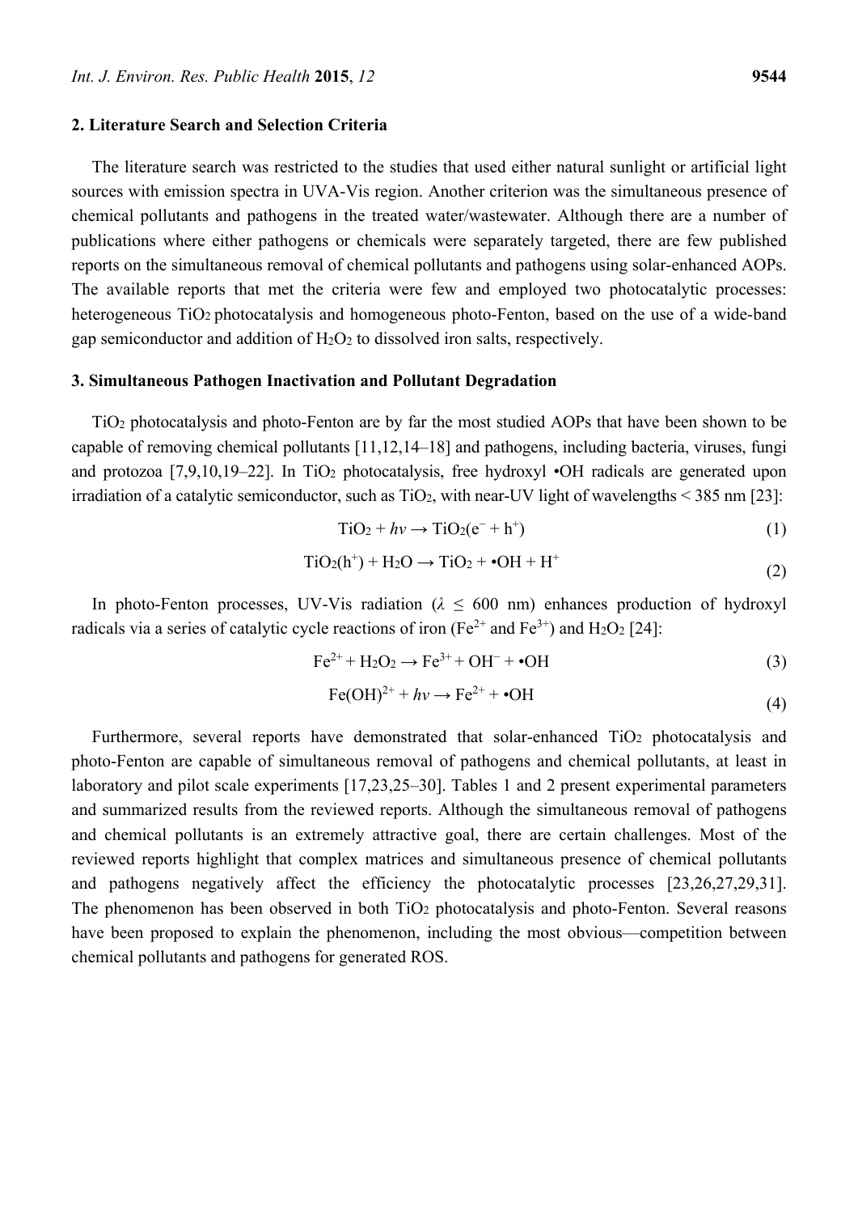## 2. Literature Search and Selection Criteria

The literature search was restricted to the studies that used either natural sunlight or artificial light sources with emission spectra in UVA-Vis region. Another criterion was the simultaneous presence of chemical pollutants and pathogens in the treated water/wastewater. Although there are a number of publications where either pathogens or chemicals were separately targeted, there are few published reports on the simultaneous removal of chemical pollutants and pathogens using solar-enhanced AOPs. The available reports that met the criteria were few and employed two photocatalytic processes: heterogeneous $TiO_2$ photocatalysis and homogeneous photo-Fenton, based on the use of a wide-band gap semiconductor and addition of $H_2O_2$ to dissolved iron salts, respectively.

## 3. Simultaneous Pathogen Inactivation and Pollutant Degradation

$TiO_2$ photocatalysis and photo-Fenton are by far the most studied AOPs that have been shown to be capable of removing chemical pollutants [11,12,14–18] and pathogens, including bacteria, viruses, fungi and protozoa [7,9,10,19–22]. In $TiO_2$ photocatalysis, free hydroxyl •OH radicals are generated upon irradiation of a catalytic semiconductor, such as $TiO_2$, with near-UV light of wavelengths < 385 nm [23]:

$$TiO_2 + h\nu \rightarrow TiO_2(e^- + h^+) \quad (1)$$

$$TiO_2(h^+) + H_2O \rightarrow TiO_2 + \bullet OH + H^+ \quad (2)$$

In photo-Fenton processes, UV-Vis radiation ($\lambda \leq 600$ nm) enhances production of hydroxyl radicals via a series of catalytic cycle reactions of iron ($Fe^{2+}$ and $Fe^{3+}$) and $H_2O_2$ [24]:

$$Fe^{2+} + H_2O_2 \rightarrow Fe^{3+} + OH^- + \bullet OH \quad (3)$$

$$Fe(OH)^{2+} + h\nu \rightarrow Fe^{2+} + \bullet OH \quad (4)$$

Furthermore, several reports have demonstrated that solar-enhanced $TiO_2$ photocatalysis and photo-Fenton are capable of simultaneous removal of pathogens and chemical pollutants, at least in laboratory and pilot scale experiments [17,23,25–30]. Tables 1 and 2 present experimental parameters and summarized results from the reviewed reports. Although the simultaneous removal of pathogens and chemical pollutants is an extremely attractive goal, there are certain challenges. Most of the reviewed reports highlight that complex matrices and simultaneous presence of chemical pollutants and pathogens negatively affect the efficiency the photocatalytic processes [23,26,27,29,31]. The phenomenon has been observed in both $TiO_2$ photocatalysis and photo-Fenton. Several reasons have been proposed to explain the phenomenon, including the most obvious—competition between chemical pollutants and pathogens for generated ROS.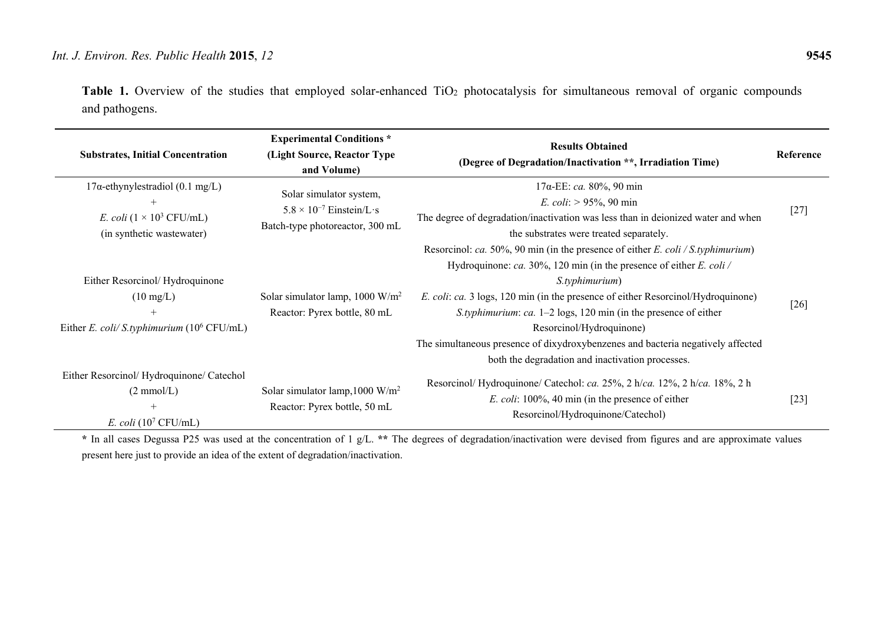**Table 1.** Overview of the studies that employed solar-enhanced $TiO_2$ photocatalysis for simultaneous removal of organic compounds and pathogens.

| Substrates, Initial Concentration | Experimental Conditions * (Light Source, Reactor Type and Volume) | Results Obtained (Degree of Degradation/Inactivation **, Irradiation Time) | Reference |
|---|---|---|---|
| 17α-ethynylestradiol (0.1 mg/L) + *E. coli* ($1 \times 10^3$ CFU/mL) (in synthetic wastewater) | Solar simulator system, $5.8 \times 10^{-7}$ Einstein/L·s Batch-type photoreactor, 300 mL | 17α-EE: *ca.* 80%, 90 min *E. coli*: > 95%, 90 min The degree of degradation/inactivation was less than in deionized water and when the substrates were treated separately. | [27] |
| Either Resorcinol/ Hydroquinone (10 mg/L) + Either *E. coli*/ *S.typhimurium* ($10^6$ CFU/mL) | Solar simulator lamp, 1000 W/$m^2$ Reactor: Pyrex bottle, 80 mL | Resorcinol: *ca.* 50%, 90 min (in the presence of either *E. coli* / *S.typhimurium*) Hydroquinone: *ca.* 30%, 120 min (in the presence of either *E. coli* / *S.typhimurium*) *E. coli*: *ca.* 3 logs, 120 min (in the presence of either Resorcinol/Hydroquinone) *S.typhimurium*: *ca.* 1–2 logs, 120 min (in the presence of either Resorcinol/Hydroquinone) The simultaneous presence of dixydroxybenzenes and bacteria negatively affected both the degradation and inactivation processes. | [26] |
| Either Resorcinol/ Hydroquinone/ Catechol (2 mmol/L) + *E. coli* ($10^7$ CFU/mL) | Solar simulator lamp,1000 W/$m^2$ Reactor: Pyrex bottle, 50 mL | Resorcinol/ Hydroquinone/ Catechol: *ca.* 25%, 2 h/*ca.* 12%, 2 h/*ca.* 18%, 2 h *E. coli*: 100%, 40 min (in the presence of either Resorcinol/Hydroquinone/Catechol) | [23] |

* In all cases Degussa P25 was used at the concentration of 1 g/L. ** The degrees of degradation/inactivation were devised from figures and are approximate values present here just to provide an idea of the extent of degradation/inactivation.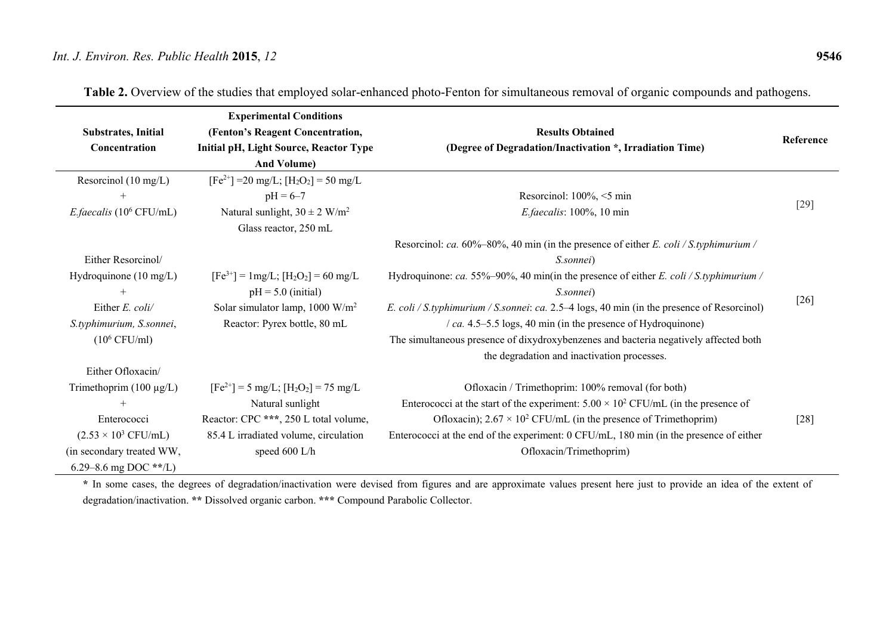**Table 2.** Overview of the studies that employed solar-enhanced photo-Fenton for simultaneous removal of organic compounds and pathogens.

| Substrates, Initial Concentration | Experimental Conditions (Fenton's Reagent Concentration, Initial pH, Light Source, Reactor Type And Volume) | Results Obtained (Degree of Degradation/Inactivation *, Irradiation Time) | Reference |
|---|---|---|---|
| Resorcinol (10 mg/L) + *E.faecalis* ($10^6$ CFU/mL) | $[Fe^{2+}]$ =20 mg/L; $[H_2O_2]$ = 50 mg/L<br>pH = 6–7<br>Natural sunlight, 30 ± 2 W/m$^2$<br>Glass reactor, 250 mL | Resorcinol: 100%, <5 min<br>*E.faecalis*: 100%, 10 min | [29] |
| Either Resorcinol/ Hydroquinone (10 mg/L) + Either *E. coli/ S.typhimurium, S.sonnei*, ($10^6$ CFU/ml) | $[Fe^{3+}]$ = 1mg/L; $[H_2O_2]$ = 60 mg/L<br>pH = 5.0 (initial)<br>Solar simulator lamp, 1000 W/m$^2$<br>Reactor: Pyrex bottle, 80 mL | Resorcinol: *ca.* 60%–80%, 40 min (in the presence of either *E. coli / S.typhimurium / S.sonnei*)<br>Hydroquinone: *ca.* 55%–90%, 40 min(in the presence of either *E. coli / S.typhimurium / S.sonnei*)<br>*E. coli / S.typhimurium / S.sonnei*: *ca.* 2.5–4 logs, 40 min (in the presence of Resorcinol) / *ca.* 4.5–5.5 logs, 40 min (in the presence of Hydroquinone)<br>The simultaneous presence of dixydroxybenzenes and bacteria negatively affected both the degradation and inactivation processes. | [26] |
| Either Ofloxacin/ Trimethoprim (100 μg/L) + Enterococci ($2.53 \times 10^3$ CFU/mL) (in secondary treated WW, 6.29–8.6 mg DOC **/L) | $[Fe^{2+}]$ = 5 mg/L; $[H_2O_2]$ = 75 mg/L<br>Natural sunlight<br>Reactor: CPC ***, 250 L total volume, 85.4 L irradiated volume, circulation speed 600 L/h | Ofloxacin / Trimethoprim: 100% removal (for both)<br>Enterococci at the start of the experiment: $5.00 \times 10^2$ CFU/mL (in the presence of Ofloxacin); $2.67 \times 10^2$ CFU/mL (in the presence of Trimethoprim)<br>Enterococci at the end of the experiment: 0 CFU/mL, 180 min (in the presence of either Ofloxacin/Trimethoprim) | [28] |

* In some cases, the degrees of degradation/inactivation were devised from figures and are approximate values present here just to provide an idea of the extent of degradation/inactivation. ** Dissolved organic carbon. *** Compound Parabolic Collector.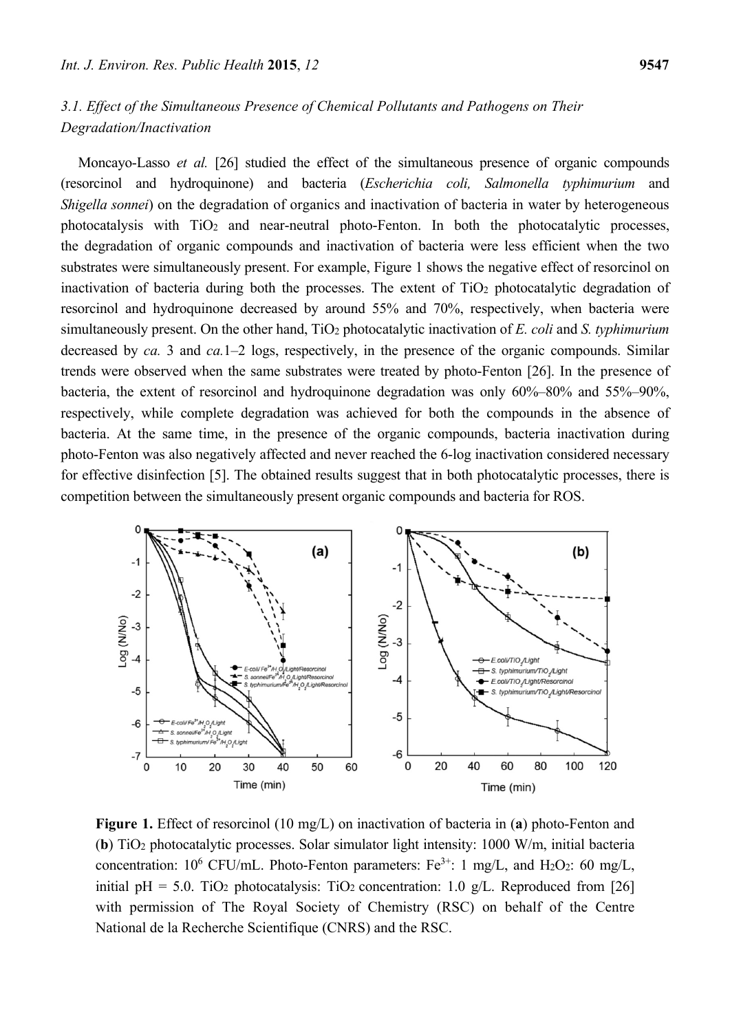### 3.1. Effect of the Simultaneous Presence of Chemical Pollutants and Pathogens on Their Degradation/Inactivation

Moncayo-Lasso *et al.* [26] studied the effect of the simultaneous presence of organic compounds (resorcinol and hydroquinone) and bacteria (*Escherichia coli, Salmonella typhimurium* and *Shigella sonnei*) on the degradation of organics and inactivation of bacteria in water by heterogeneous photocatalysis with $TiO_2$ and near-neutral photo-Fenton. In both the photocatalytic processes, the degradation of organic compounds and inactivation of bacteria were less efficient when the two substrates were simultaneously present. For example, Figure 1 shows the negative effect of resorcinol on inactivation of bacteria during both the processes. The extent of $TiO_2$ photocatalytic degradation of resorcinol and hydroquinone decreased by around 55% and 70%, respectively, when bacteria were simultaneously present. On the other hand, $TiO_2$ photocatalytic inactivation of *E. coli* and *S. typhimurium* decreased by *ca.* 3 and *ca.*1–2 logs, respectively, in the presence of the organic compounds. Similar trends were observed when the same substrates were treated by photo-Fenton [26]. In the presence of bacteria, the extent of resorcinol and hydroquinone degradation was only 60%–80% and 55%–90%, respectively, while complete degradation was achieved for both the compounds in the absence of bacteria. At the same time, in the presence of the organic compounds, bacteria inactivation during photo-Fenton was also negatively affected and never reached the 6-log inactivation considered necessary for effective disinfection [5]. The obtained results suggest that in both photocatalytic processes, there is competition between the simultaneously present organic compounds and bacteria for ROS.

**Figure 1.** Effect of resorcinol (10 mg/L) on inactivation of bacteria in (**a**) photo-Fenton and (**b**) $TiO_2$ photocatalytic processes. Solar simulator light intensity: 1000 W/m, initial bacteria concentration: $10^6$ CFU/mL. Photo-Fenton parameters: $Fe^{3+}$: 1 mg/L, and $H_2O_2$: 60 mg/L, initial pH = 5.0. $TiO_2$ photocatalysis: $TiO_2$ concentration: 1.0 g/L. Reproduced from [26] with permission of The Royal Society of Chemistry (RSC) on behalf of the Centre National de la Recherche Scientifique (CNRS) and the RSC.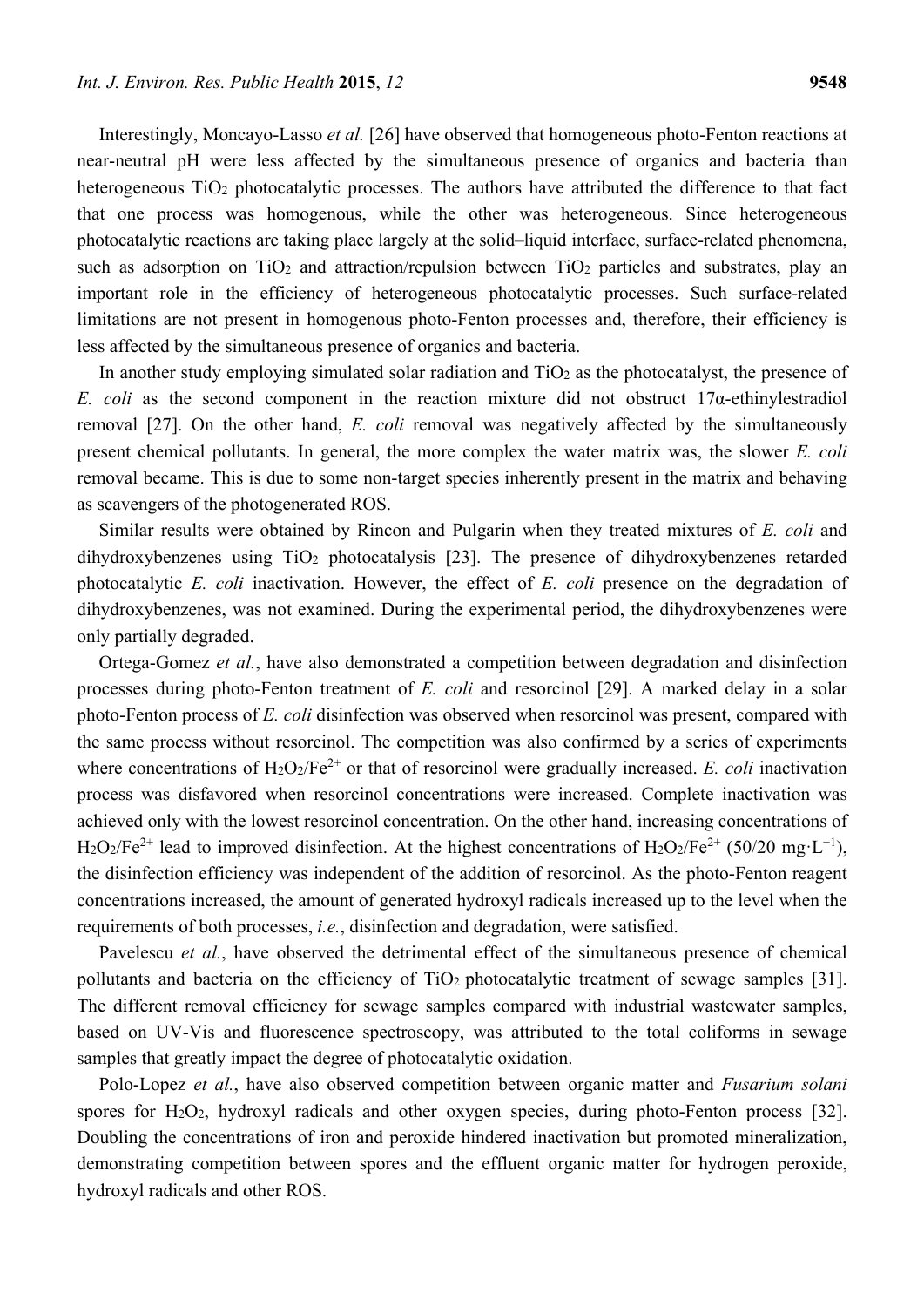Interestingly, Moncayo-Lasso *et al.* [26] have observed that homogeneous photo-Fenton reactions at near-neutral pH were less affected by the simultaneous presence of organics and bacteria than heterogeneous $TiO_2$ photocatalytic processes. The authors have attributed the difference to that fact that one process was homogenous, while the other was heterogeneous. Since heterogeneous photocatalytic reactions are taking place largely at the solid–liquid interface, surface-related phenomena, such as adsorption on $TiO_2$ and attraction/repulsion between $TiO_2$ particles and substrates, play an important role in the efficiency of heterogeneous photocatalytic processes. Such surface-related limitations are not present in homogenous photo-Fenton processes and, therefore, their efficiency is less affected by the simultaneous presence of organics and bacteria.

In another study employing simulated solar radiation and $TiO_2$ as the photocatalyst, the presence of *E. coli* as the second component in the reaction mixture did not obstruct 17α-ethinylestradiol removal [27]. On the other hand, *E. coli* removal was negatively affected by the simultaneously present chemical pollutants. In general, the more complex the water matrix was, the slower *E. coli* removal became. This is due to some non-target species inherently present in the matrix and behaving as scavengers of the photogenerated ROS.

Similar results were obtained by Rincon and Pulgarin when they treated mixtures of *E. coli* and dihydroxybenzenes using $TiO_2$ photocatalysis [23]. The presence of dihydroxybenzenes retarded photocatalytic *E. coli* inactivation. However, the effect of *E. coli* presence on the degradation of dihydroxybenzenes, was not examined. During the experimental period, the dihydroxybenzenes were only partially degraded.

Ortega-Gomez *et al.*, have also demonstrated a competition between degradation and disinfection processes during photo-Fenton treatment of *E. coli* and resorcinol [29]. A marked delay in a solar photo-Fenton process of *E. coli* disinfection was observed when resorcinol was present, compared with the same process without resorcinol. The competition was also confirmed by a series of experiments where concentrations of $H_2O_2/Fe^{2+}$ or that of resorcinol were gradually increased. *E. coli* inactivation process was disfavored when resorcinol concentrations were increased. Complete inactivation was achieved only with the lowest resorcinol concentration. On the other hand, increasing concentrations of $H_2O_2/Fe^{2+}$ lead to improved disinfection. At the highest concentrations of $H_2O_2/Fe^{2+}$ (50/20 $mg \cdot L^{-1}$), the disinfection efficiency was independent of the addition of resorcinol. As the photo-Fenton reagent concentrations increased, the amount of generated hydroxyl radicals increased up to the level when the requirements of both processes, *i.e.*, disinfection and degradation, were satisfied.

Pavelescu *et al.*, have observed the detrimental effect of the simultaneous presence of chemical pollutants and bacteria on the efficiency of $TiO_2$ photocatalytic treatment of sewage samples [31]. The different removal efficiency for sewage samples compared with industrial wastewater samples, based on UV-Vis and fluorescence spectroscopy, was attributed to the total coliforms in sewage samples that greatly impact the degree of photocatalytic oxidation.

Polo-Lopez *et al.*, have also observed competition between organic matter and *Fusarium solani* spores for $H_2O_2$, hydroxyl radicals and other oxygen species, during photo-Fenton process [32]. Doubling the concentrations of iron and peroxide hindered inactivation but promoted mineralization, demonstrating competition between spores and the effluent organic matter for hydrogen peroxide, hydroxyl radicals and other ROS.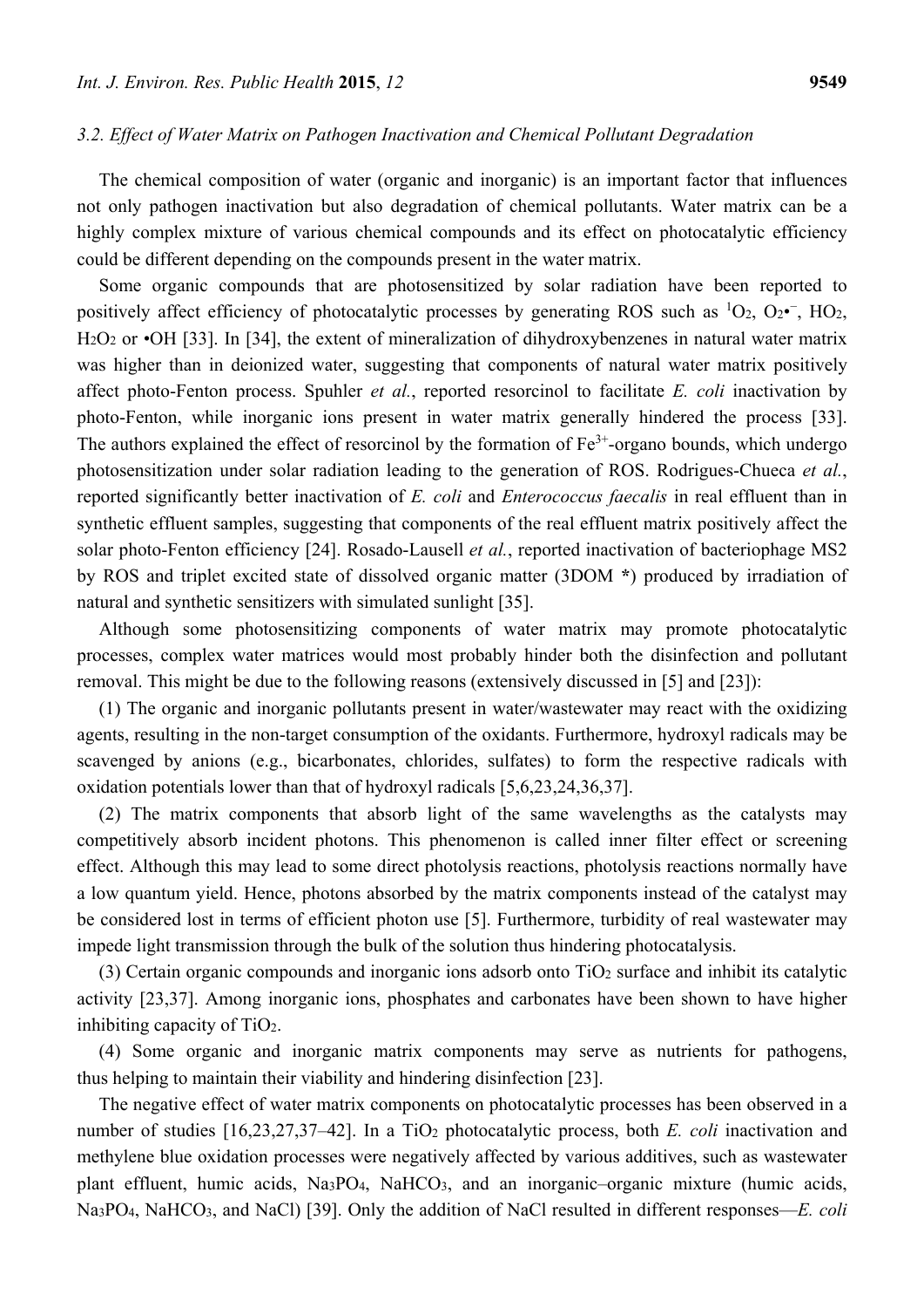### 3.2. Effect of Water Matrix on Pathogen Inactivation and Chemical Pollutant Degradation

The chemical composition of water (organic and inorganic) is an important factor that influences not only pathogen inactivation but also degradation of chemical pollutants. Water matrix can be a highly complex mixture of various chemical compounds and its effect on photocatalytic efficiency could be different depending on the compounds present in the water matrix.

Some organic compounds that are photosensitized by solar radiation have been reported to positively affect efficiency of photocatalytic processes by generating ROS such as $^1O_2$, $O_2{\bullet}^-$, $HO_2$, $H_2O_2$ or •OH [33]. In [34], the extent of mineralization of dihydroxybenzenes in natural water matrix was higher than in deionized water, suggesting that components of natural water matrix positively affect photo-Fenton process. Spuhler *et al.*, reported resorcinol to facilitate *E. coli* inactivation by photo-Fenton, while inorganic ions present in water matrix generally hindered the process [33]. The authors explained the effect of resorcinol by the formation of $Fe^{3+}$-organo bounds, which undergo photosensitization under solar radiation leading to the generation of ROS. Rodrigues-Chueca *et al.*, reported significantly better inactivation of *E. coli* and *Enterococcus faecalis* in real effluent than in synthetic effluent samples, suggesting that components of the real effluent matrix positively affect the solar photo-Fenton efficiency [24]. Rosado-Lausell *et al.*, reported inactivation of bacteriophage MS2 by ROS and triplet excited state of dissolved organic matter (3DOM *) produced by irradiation of natural and synthetic sensitizers with simulated sunlight [35].

Although some photosensitizing components of water matrix may promote photocatalytic processes, complex water matrices would most probably hinder both the disinfection and pollutant removal. This might be due to the following reasons (extensively discussed in [5] and [23]):

(1) The organic and inorganic pollutants present in water/wastewater may react with the oxidizing agents, resulting in the non-target consumption of the oxidants. Furthermore, hydroxyl radicals may be scavenged by anions (e.g., bicarbonates, chlorides, sulfates) to form the respective radicals with oxidation potentials lower than that of hydroxyl radicals [5,6,23,24,36,37].

(2) The matrix components that absorb light of the same wavelengths as the catalysts may competitively absorb incident photons. This phenomenon is called inner filter effect or screening effect. Although this may lead to some direct photolysis reactions, photolysis reactions normally have a low quantum yield. Hence, photons absorbed by the matrix components instead of the catalyst may be considered lost in terms of efficient photon use [5]. Furthermore, turbidity of real wastewater may impede light transmission through the bulk of the solution thus hindering photocatalysis.

(3) Certain organic compounds and inorganic ions adsorb onto $TiO_2$ surface and inhibit its catalytic activity [23,37]. Among inorganic ions, phosphates and carbonates have been shown to have higher inhibiting capacity of $TiO_2$.

(4) Some organic and inorganic matrix components may serve as nutrients for pathogens, thus helping to maintain their viability and hindering disinfection [23].

The negative effect of water matrix components on photocatalytic processes has been observed in a number of studies [16,23,27,37–42]. In a $TiO_2$ photocatalytic process, both *E. coli* inactivation and methylene blue oxidation processes were negatively affected by various additives, such as wastewater plant effluent, humic acids, $Na_3PO_4$, $NaHCO_3$, and an inorganic–organic mixture (humic acids, $Na_3PO_4$, $NaHCO_3$, and NaCl) [39]. Only the addition of NaCl resulted in different responses—*E. coli*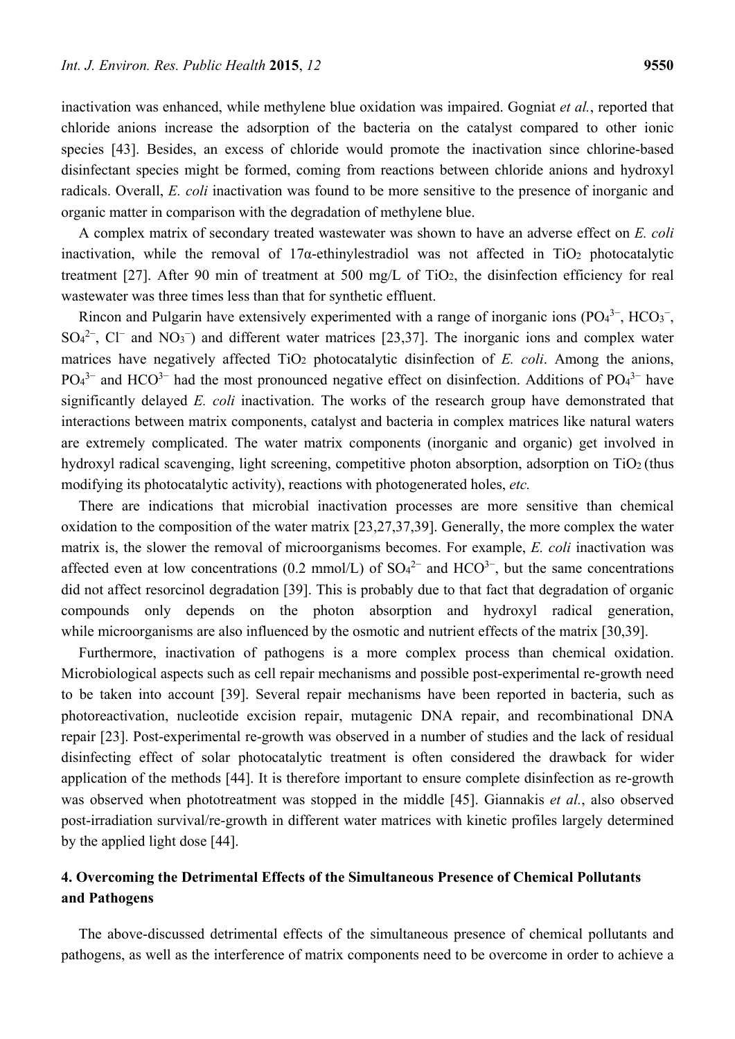inactivation was enhanced, while methylene blue oxidation was impaired. Gogniat *et al.*, reported that chloride anions increase the adsorption of the bacteria on the catalyst compared to other ionic species [43]. Besides, an excess of chloride would promote the inactivation since chlorine-based disinfectant species might be formed, coming from reactions between chloride anions and hydroxyl radicals. Overall, *E. coli* inactivation was found to be more sensitive to the presence of inorganic and organic matter in comparison with the degradation of methylene blue.

A complex matrix of secondary treated wastewater was shown to have an adverse effect on *E. coli* inactivation, while the removal of 17α-ethinylestradiol was not affected in $TiO_2$ photocatalytic treatment [27]. After 90 min of treatment at 500 mg/L of $TiO_2$, the disinfection efficiency for real wastewater was three times less than that for synthetic effluent.

Rincon and Pulgarin have extensively experimented with a range of inorganic ions ($PO_4^{3-}$, $HCO_3^-$, $SO_4^{2-}$, $Cl^-$ and $NO_3^-$) and different water matrices [23,37]. The inorganic ions and complex water matrices have negatively affected $TiO_2$ photocatalytic disinfection of *E. coli*. Among the anions, $PO_4^{3-}$ and $HCO^{3-}$ had the most pronounced negative effect on disinfection. Additions of $PO_4^{3-}$ have significantly delayed *E. coli* inactivation. The works of the research group have demonstrated that interactions between matrix components, catalyst and bacteria in complex matrices like natural waters are extremely complicated. The water matrix components (inorganic and organic) get involved in hydroxyl radical scavenging, light screening, competitive photon absorption, adsorption on $TiO_2$ (thus modifying its photocatalytic activity), reactions with photogenerated holes, *etc.*

There are indications that microbial inactivation processes are more sensitive than chemical oxidation to the composition of the water matrix [23,27,37,39]. Generally, the more complex the water matrix is, the slower the removal of microorganisms becomes. For example, *E. coli* inactivation was affected even at low concentrations (0.2 mmol/L) of $SO_4^{2-}$ and $HCO^{3-}$, but the same concentrations did not affect resorcinol degradation [39]. This is probably due to that fact that degradation of organic compounds only depends on the photon absorption and hydroxyl radical generation, while microorganisms are also influenced by the osmotic and nutrient effects of the matrix [30,39].

Furthermore, inactivation of pathogens is a more complex process than chemical oxidation. Microbiological aspects such as cell repair mechanisms and possible post-experimental re-growth need to be taken into account [39]. Several repair mechanisms have been reported in bacteria, such as photoreactivation, nucleotide excision repair, mutagenic DNA repair, and recombinational DNA repair [23]. Post-experimental re-growth was observed in a number of studies and the lack of residual disinfecting effect of solar photocatalytic treatment is often considered the drawback for wider application of the methods [44]. It is therefore important to ensure complete disinfection as re-growth was observed when phototreatment was stopped in the middle [45]. Giannakis *et al.*, also observed post-irradiation survival/re-growth in different water matrices with kinetic profiles largely determined by the applied light dose [44].

## 4. Overcoming the Detrimental Effects of the Simultaneous Presence of Chemical Pollutants and Pathogens

The above-discussed detrimental effects of the simultaneous presence of chemical pollutants and pathogens, as well as the interference of matrix components need to be overcome in order to achieve a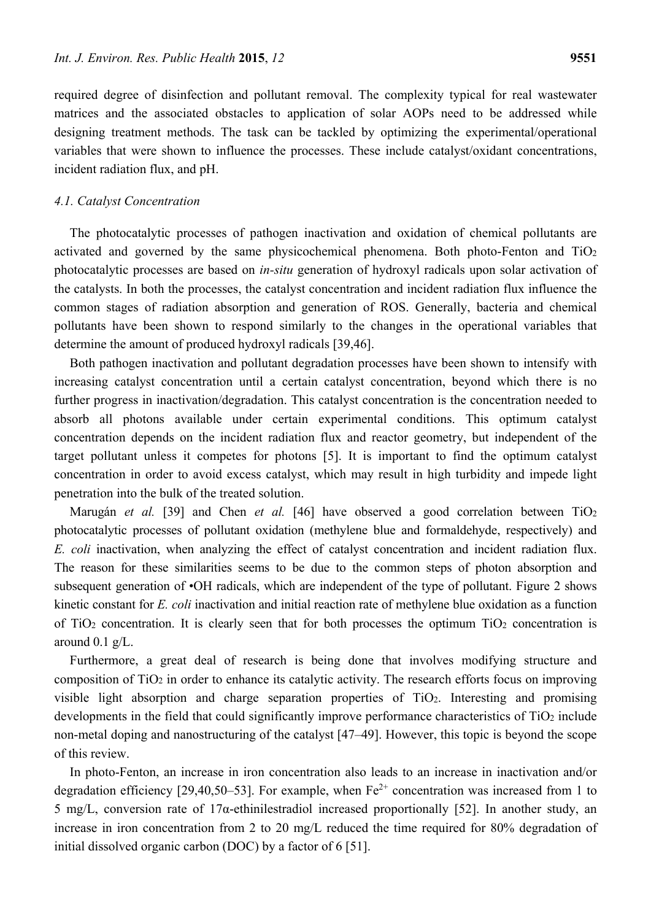required degree of disinfection and pollutant removal. The complexity typical for real wastewater matrices and the associated obstacles to application of solar AOPs need to be addressed while designing treatment methods. The task can be tackled by optimizing the experimental/operational variables that were shown to influence the processes. These include catalyst/oxidant concentrations, incident radiation flux, and pH.

### *4.1. Catalyst Concentration*

The photocatalytic processes of pathogen inactivation and oxidation of chemical pollutants are activated and governed by the same physicochemical phenomena. Both photo-Fenton and $TiO_2$ photocatalytic processes are based on *in-situ* generation of hydroxyl radicals upon solar activation of the catalysts. In both the processes, the catalyst concentration and incident radiation flux influence the common stages of radiation absorption and generation of ROS. Generally, bacteria and chemical pollutants have been shown to respond similarly to the changes in the operational variables that determine the amount of produced hydroxyl radicals [39,46].

Both pathogen inactivation and pollutant degradation processes have been shown to intensify with increasing catalyst concentration until a certain catalyst concentration, beyond which there is no further progress in inactivation/degradation. This catalyst concentration is the concentration needed to absorb all photons available under certain experimental conditions. This optimum catalyst concentration depends on the incident radiation flux and reactor geometry, but independent of the target pollutant unless it competes for photons [5]. It is important to find the optimum catalyst concentration in order to avoid excess catalyst, which may result in high turbidity and impede light penetration into the bulk of the treated solution.

Marugán *et al.* [39] and Chen *et al.* [46] have observed a good correlation between $TiO_2$ photocatalytic processes of pollutant oxidation (methylene blue and formaldehyde, respectively) and *E. coli* inactivation, when analyzing the effect of catalyst concentration and incident radiation flux. The reason for these similarities seems to be due to the common steps of photon absorption and subsequent generation of •OH radicals, which are independent of the type of pollutant. Figure 2 shows kinetic constant for *E. coli* inactivation and initial reaction rate of methylene blue oxidation as a function of $TiO_2$ concentration. It is clearly seen that for both processes the optimum $TiO_2$ concentration is around 0.1 g/L.

Furthermore, a great deal of research is being done that involves modifying structure and composition of $TiO_2$ in order to enhance its catalytic activity. The research efforts focus on improving visible light absorption and charge separation properties of $TiO_2$. Interesting and promising developments in the field that could significantly improve performance characteristics of $TiO_2$ include non-metal doping and nanostructuring of the catalyst [47–49]. However, this topic is beyond the scope of this review.

In photo-Fenton, an increase in iron concentration also leads to an increase in inactivation and/or degradation efficiency [29,40,50–53]. For example, when $Fe^{2+}$ concentration was increased from 1 to 5 mg/L, conversion rate of 17α-ethinilestradiol increased proportionally [52]. In another study, an increase in iron concentration from 2 to 20 mg/L reduced the time required for 80% degradation of initial dissolved organic carbon (DOC) by a factor of 6 [51].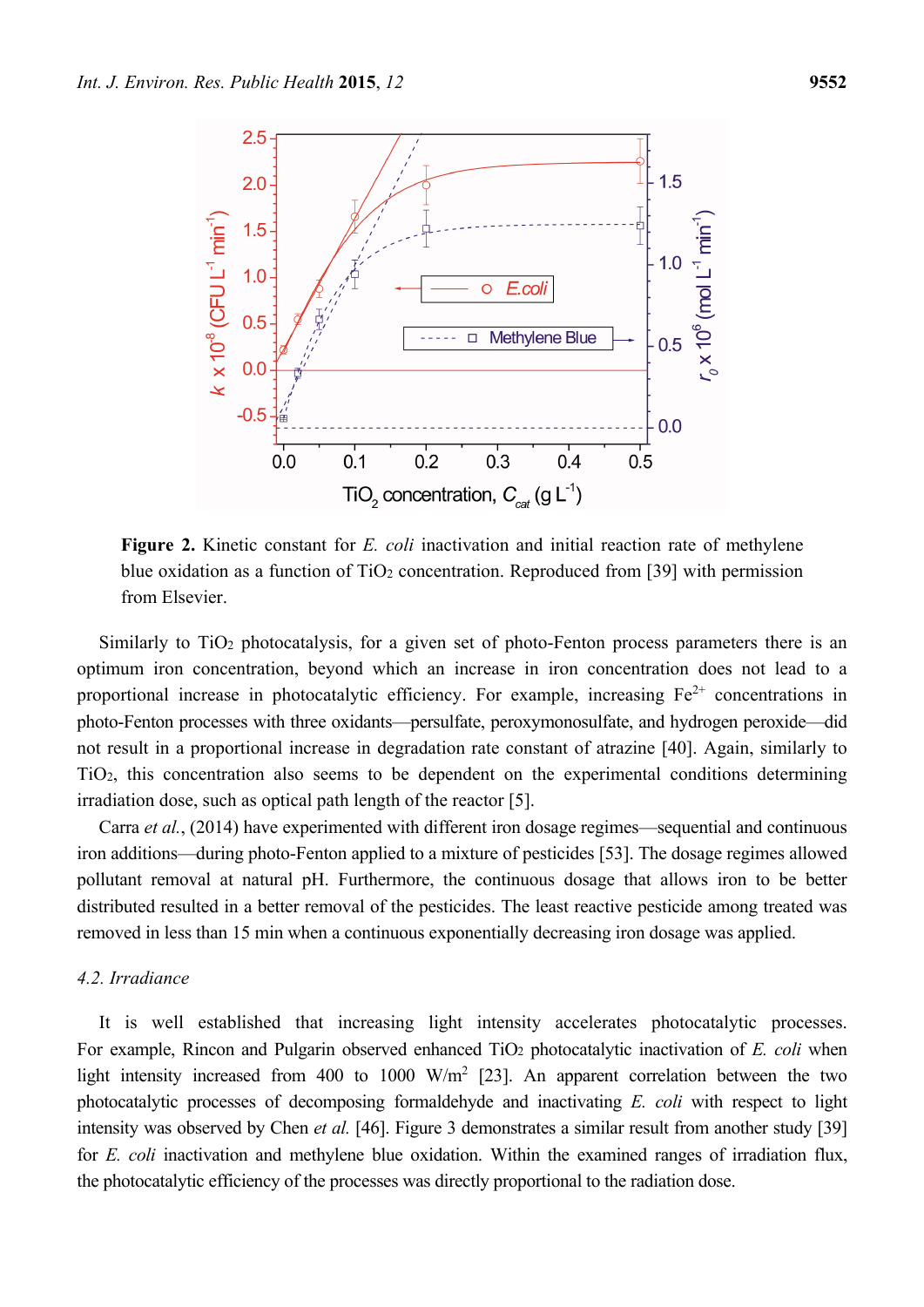**Figure 2.** Kinetic constant for *E. coli* inactivation and initial reaction rate of methylene blue oxidation as a function of $TiO_2$ concentration. Reproduced from [39] with permission from Elsevier.

Similarly to $TiO_2$ photocatalysis, for a given set of photo-Fenton process parameters there is an optimum iron concentration, beyond which an increase in iron concentration does not lead to a proportional increase in photocatalytic efficiency. For example, increasing $Fe^{2+}$ concentrations in photo-Fenton processes with three oxidants—persulfate, peroxymonosulfate, and hydrogen peroxide—did not result in a proportional increase in degradation rate constant of atrazine [40]. Again, similarly to $TiO_2$, this concentration also seems to be dependent on the experimental conditions determining irradiation dose, such as optical path length of the reactor [5].

Carra *et al.*, (2014) have experimented with different iron dosage regimes—sequential and continuous iron additions—during photo-Fenton applied to a mixture of pesticides [53]. The dosage regimes allowed pollutant removal at natural pH. Furthermore, the continuous dosage that allows iron to be better distributed resulted in a better removal of the pesticides. The least reactive pesticide among treated was removed in less than 15 min when a continuous exponentially decreasing iron dosage was applied.

### *4.2. Irradiance*

It is well established that increasing light intensity accelerates photocatalytic processes. For example, Rincon and Pulgarin observed enhanced $TiO_2$ photocatalytic inactivation of *E. coli* when light intensity increased from 400 to 1000 $W/m^2$ [23]. An apparent correlation between the two photocatalytic processes of decomposing formaldehyde and inactivating *E. coli* with respect to light intensity was observed by Chen *et al.* [46]. Figure 3 demonstrates a similar result from another study [39] for *E. coli* inactivation and methylene blue oxidation. Within the examined ranges of irradiation flux, the photocatalytic efficiency of the processes was directly proportional to the radiation dose.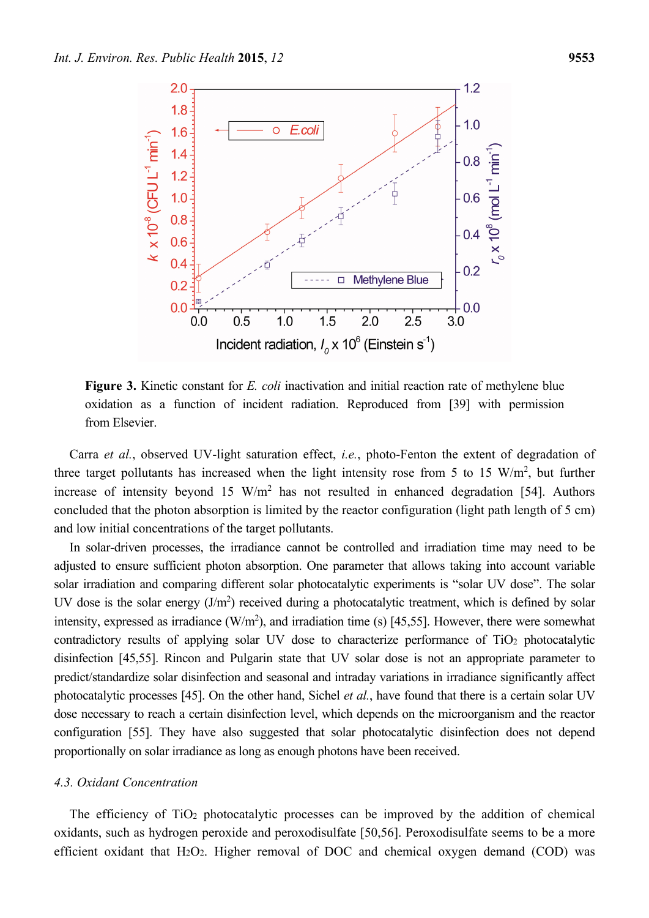**Figure 3.** Kinetic constant for *E. coli* inactivation and initial reaction rate of methylene blue oxidation as a function of incident radiation. Reproduced from [39] with permission from Elsevier.

Carra *et al.*, observed UV-light saturation effect, *i.e.*, photo-Fenton the extent of degradation of three target pollutants has increased when the light intensity rose from 5 to 15 W/m$^2$, but further increase of intensity beyond 15 W/m$^2$ has not resulted in enhanced degradation [54]. Authors concluded that the photon absorption is limited by the reactor configuration (light path length of 5 cm) and low initial concentrations of the target pollutants.

In solar-driven processes, the irradiance cannot be controlled and irradiation time may need to be adjusted to ensure sufficient photon absorption. One parameter that allows taking into account variable solar irradiation and comparing different solar photocatalytic experiments is "solar UV dose". The solar UV dose is the solar energy (J/m$^2$) received during a photocatalytic treatment, which is defined by solar intensity, expressed as irradiance (W/m$^2$), and irradiation time (s) [45,55]. However, there were somewhat contradictory results of applying solar UV dose to characterize performance of $TiO_2$ photocatalytic disinfection [45,55]. Rincon and Pulgarin state that UV solar dose is not an appropriate parameter to predict/standardize solar disinfection and seasonal and intraday variations in irradiance significantly affect photocatalytic processes [45]. On the other hand, Sichel *et al.*, have found that there is a certain solar UV dose necessary to reach a certain disinfection level, which depends on the microorganism and the reactor configuration [55]. They have also suggested that solar photocatalytic disinfection does not depend proportionally on solar irradiance as long as enough photons have been received.

### *4.3. Oxidant Concentration*

The efficiency of $TiO_2$ photocatalytic processes can be improved by the addition of chemical oxidants, such as hydrogen peroxide and peroxodisulfate [50,56]. Peroxodisulfate seems to be a more efficient oxidant that $H_2O_2$. Higher removal of DOC and chemical oxygen demand (COD) was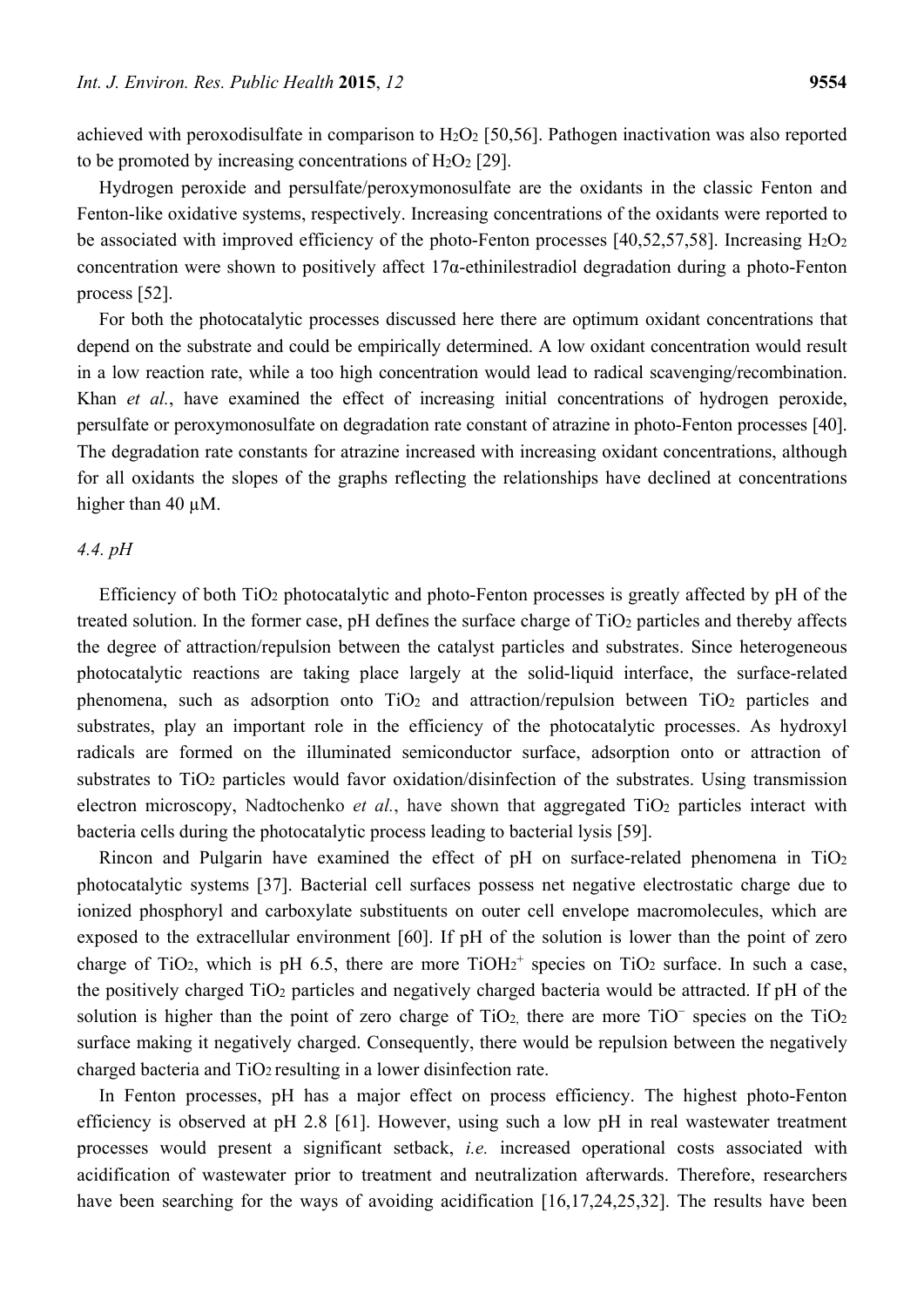achieved with peroxodisulfate in comparison to $H_2O_2$ [50,56]. Pathogen inactivation was also reported to be promoted by increasing concentrations of $H_2O_2$ [29].

Hydrogen peroxide and persulfate/peroxymonosulfate are the oxidants in the classic Fenton and Fenton-like oxidative systems, respectively. Increasing concentrations of the oxidants were reported to be associated with improved efficiency of the photo-Fenton processes [40,52,57,58]. Increasing $H_2O_2$ concentration were shown to positively affect 17α-ethinilestradiol degradation during a photo-Fenton process [52].

For both the photocatalytic processes discussed here there are optimum oxidant concentrations that depend on the substrate and could be empirically determined. A low oxidant concentration would result in a low reaction rate, while a too high concentration would lead to radical scavenging/recombination. Khan *et al.*, have examined the effect of increasing initial concentrations of hydrogen peroxide, persulfate or peroxymonosulfate on degradation rate constant of atrazine in photo-Fenton processes [40]. The degradation rate constants for atrazine increased with increasing oxidant concentrations, although for all oxidants the slopes of the graphs reflecting the relationships have declined at concentrations higher than 40 μM.

### *4.4. pH*

Efficiency of both $TiO_2$ photocatalytic and photo-Fenton processes is greatly affected by pH of the treated solution. In the former case, pH defines the surface charge of $TiO_2$ particles and thereby affects the degree of attraction/repulsion between the catalyst particles and substrates. Since heterogeneous photocatalytic reactions are taking place largely at the solid-liquid interface, the surface-related phenomena, such as adsorption onto $TiO_2$ and attraction/repulsion between $TiO_2$ particles and substrates, play an important role in the efficiency of the photocatalytic processes. As hydroxyl radicals are formed on the illuminated semiconductor surface, adsorption onto or attraction of substrates to $TiO_2$ particles would favor oxidation/disinfection of the substrates. Using transmission electron microscopy, Nadtochenko *et al.*, have shown that aggregated $TiO_2$ particles interact with bacteria cells during the photocatalytic process leading to bacterial lysis [59].

Rincon and Pulgarin have examined the effect of pH on surface-related phenomena in $TiO_2$ photocatalytic systems [37]. Bacterial cell surfaces possess net negative electrostatic charge due to ionized phosphoryl and carboxylate substituents on outer cell envelope macromolecules, which are exposed to the extracellular environment [60]. If pH of the solution is lower than the point of zero charge of $TiO_2$, which is pH 6.5, there are more $TiOH_2^+$ species on $TiO_2$ surface. In such a case, the positively charged $TiO_2$ particles and negatively charged bacteria would be attracted. If pH of the solution is higher than the point of zero charge of $TiO_2$, there are more $TiO^-$ species on the $TiO_2$ surface making it negatively charged. Consequently, there would be repulsion between the negatively charged bacteria and $TiO_2$ resulting in a lower disinfection rate.

In Fenton processes, pH has a major effect on process efficiency. The highest photo-Fenton efficiency is observed at pH 2.8 [61]. However, using such a low pH in real wastewater treatment processes would present a significant setback, *i.e.* increased operational costs associated with acidification of wastewater prior to treatment and neutralization afterwards. Therefore, researchers have been searching for the ways of avoiding acidification [16,17,24,25,32]. The results have been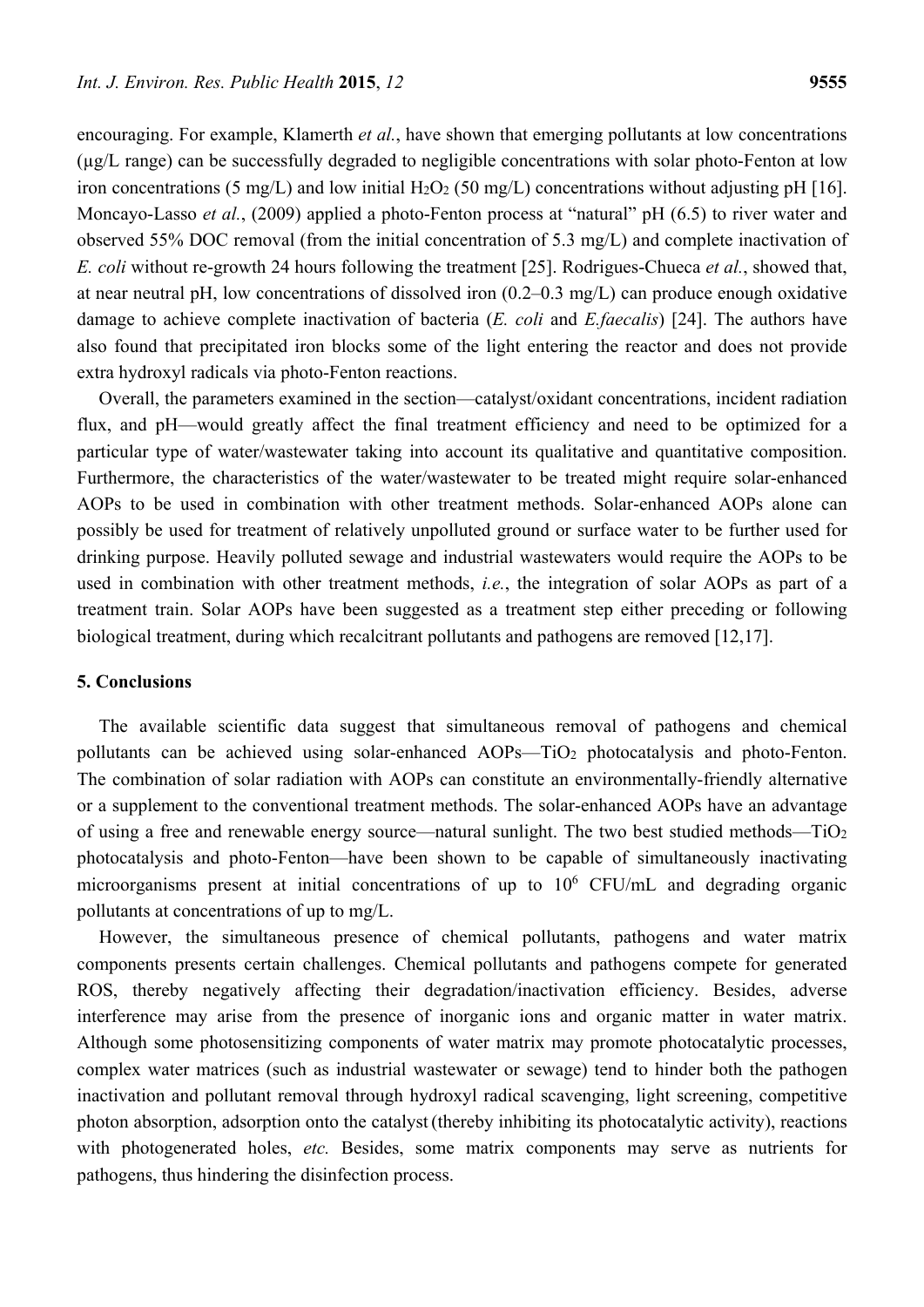encouraging. For example, Klamerth *et al.*, have shown that emerging pollutants at low concentrations (µg/L range) can be successfully degraded to negligible concentrations with solar photo-Fenton at low iron concentrations (5 mg/L) and low initial $H_2O_2$ (50 mg/L) concentrations without adjusting pH [16]. Moncayo-Lasso *et al.*, (2009) applied a photo-Fenton process at "natural" pH (6.5) to river water and observed 55% DOC removal (from the initial concentration of 5.3 mg/L) and complete inactivation of *E. coli* without re-growth 24 hours following the treatment [25]. Rodrigues-Chueca *et al.*, showed that, at near neutral pH, low concentrations of dissolved iron (0.2–0.3 mg/L) can produce enough oxidative damage to achieve complete inactivation of bacteria (*E. coli* and *E.faecalis*) [24]. The authors have also found that precipitated iron blocks some of the light entering the reactor and does not provide extra hydroxyl radicals via photo-Fenton reactions.

Overall, the parameters examined in the section—catalyst/oxidant concentrations, incident radiation flux, and pH—would greatly affect the final treatment efficiency and need to be optimized for a particular type of water/wastewater taking into account its qualitative and quantitative composition. Furthermore, the characteristics of the water/wastewater to be treated might require solar-enhanced AOPs to be used in combination with other treatment methods. Solar-enhanced AOPs alone can possibly be used for treatment of relatively unpolluted ground or surface water to be further used for drinking purpose. Heavily polluted sewage and industrial wastewaters would require the AOPs to be used in combination with other treatment methods, *i.e.*, the integration of solar AOPs as part of a treatment train. Solar AOPs have been suggested as a treatment step either preceding or following biological treatment, during which recalcitrant pollutants and pathogens are removed [12,17].

## 5. Conclusions

The available scientific data suggest that simultaneous removal of pathogens and chemical pollutants can be achieved using solar-enhanced AOPs—$TiO_2$ photocatalysis and photo-Fenton. The combination of solar radiation with AOPs can constitute an environmentally-friendly alternative or a supplement to the conventional treatment methods. The solar-enhanced AOPs have an advantage of using a free and renewable energy source—natural sunlight. The two best studied methods—$TiO_2$ photocatalysis and photo-Fenton—have been shown to be capable of simultaneously inactivating microorganisms present at initial concentrations of up to $10^6$ CFU/mL and degrading organic pollutants at concentrations of up to mg/L.

However, the simultaneous presence of chemical pollutants, pathogens and water matrix components presents certain challenges. Chemical pollutants and pathogens compete for generated ROS, thereby negatively affecting their degradation/inactivation efficiency. Besides, adverse interference may arise from the presence of inorganic ions and organic matter in water matrix. Although some photosensitizing components of water matrix may promote photocatalytic processes, complex water matrices (such as industrial wastewater or sewage) tend to hinder both the pathogen inactivation and pollutant removal through hydroxyl radical scavenging, light screening, competitive photon absorption, adsorption onto the catalyst (thereby inhibiting its photocatalytic activity), reactions with photogenerated holes, *etc.* Besides, some matrix components may serve as nutrients for pathogens, thus hindering the disinfection process.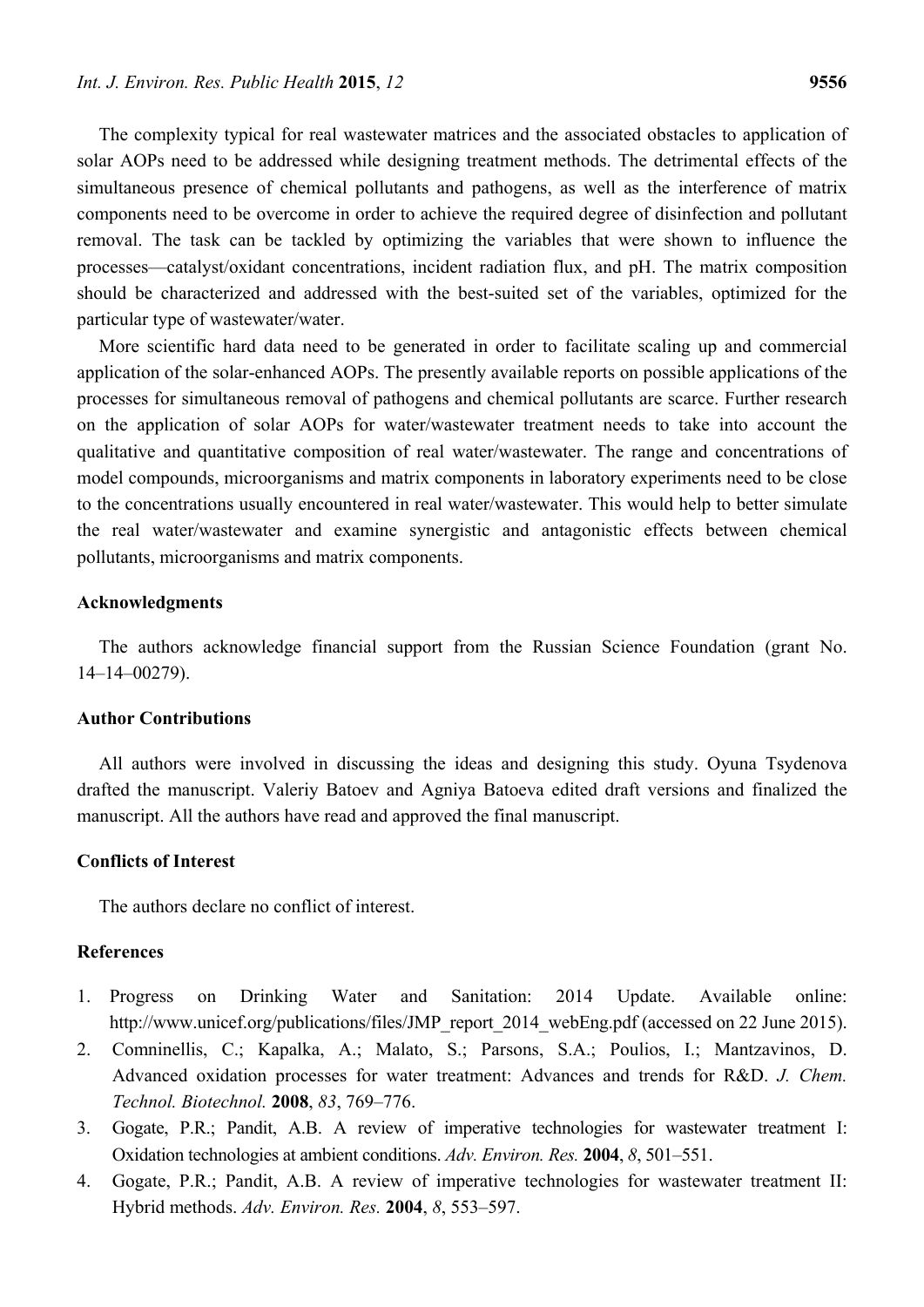The complexity typical for real wastewater matrices and the associated obstacles to application of solar AOPs need to be addressed while designing treatment methods. The detrimental effects of the simultaneous presence of chemical pollutants and pathogens, as well as the interference of matrix components need to be overcome in order to achieve the required degree of disinfection and pollutant removal. The task can be tackled by optimizing the variables that were shown to influence the processes—catalyst/oxidant concentrations, incident radiation flux, and pH. The matrix composition should be characterized and addressed with the best-suited set of the variables, optimized for the particular type of wastewater/water.

More scientific hard data need to be generated in order to facilitate scaling up and commercial application of the solar-enhanced AOPs. The presently available reports on possible applications of the processes for simultaneous removal of pathogens and chemical pollutants are scarce. Further research on the application of solar AOPs for water/wastewater treatment needs to take into account the qualitative and quantitative composition of real water/wastewater. The range and concentrations of model compounds, microorganisms and matrix components in laboratory experiments need to be close to the concentrations usually encountered in real water/wastewater. This would help to better simulate the real water/wastewater and examine synergistic and antagonistic effects between chemical pollutants, microorganisms and matrix components.

## Acknowledgments

The authors acknowledge financial support from the Russian Science Foundation (grant No. 14–14–00279).

## Author Contributions

All authors were involved in discussing the ideas and designing this study. Oyuna Tsydenova drafted the manuscript. Valeriy Batoev and Agniya Batoeva edited draft versions and finalized the manuscript. All the authors have read and approved the final manuscript.

## Conflicts of Interest

The authors declare no conflict of interest.

## References

1. Progress on Drinking Water and Sanitation: 2014 Update. Available online: http://www.unicef.org/publications/files/JMP_report_2014_webEng.pdf (accessed on 22 June 2015).
2. Comninellis, C.; Kapalka, A.; Malato, S.; Parsons, S.A.; Poulios, I.; Mantzavinos, D. Advanced oxidation processes for water treatment: Advances and trends for R&D. *J. Chem. Technol. Biotechnol.* **2008**, *83*, 769–776.
3. Gogate, P.R.; Pandit, A.B. A review of imperative technologies for wastewater treatment I: Oxidation technologies at ambient conditions. *Adv. Environ. Res.* **2004**, *8*, 501–551.
4. Gogate, P.R.; Pandit, A.B. A review of imperative technologies for wastewater treatment II: Hybrid methods. *Adv. Environ. Res.* **2004**, *8*, 553–597.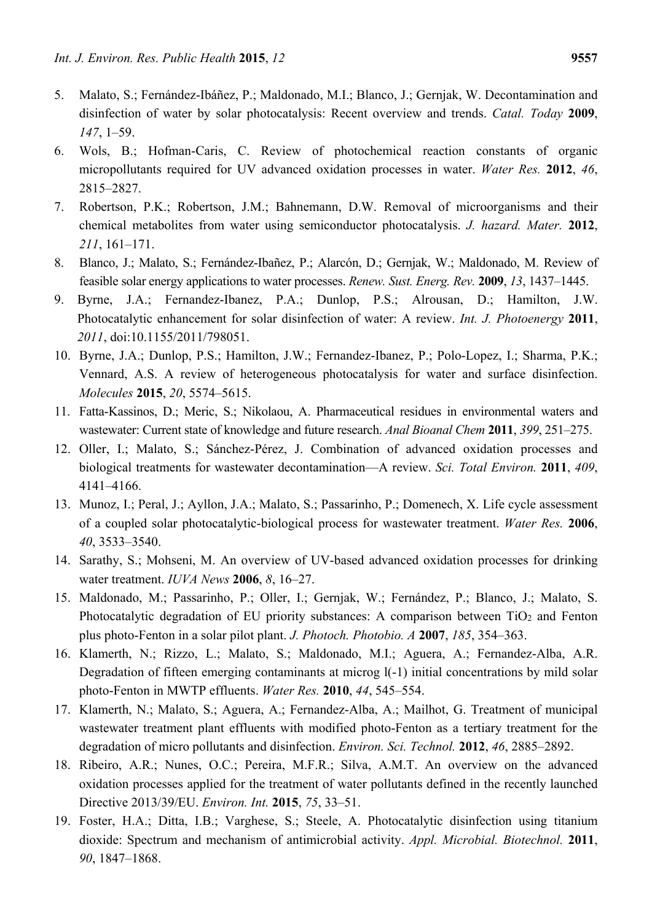5. Malato, S.; Fernández-Ibáñez, P.; Maldonado, M.I.; Blanco, J.; Gernjak, W. Decontamination and disinfection of water by solar photocatalysis: Recent overview and trends. *Catal. Today* **2009**, *147*, 1–59.
6. Wols, B.; Hofman-Caris, C. Review of photochemical reaction constants of organic micropollutants required for UV advanced oxidation processes in water. *Water Res.* **2012**, *46*, 2815–2827.
7. Robertson, P.K.; Robertson, J.M.; Bahnemann, D.W. Removal of microorganisms and their chemical metabolites from water using semiconductor photocatalysis. *J. hazard. Mater.* **2012**, *211*, 161–171.
8. Blanco, J.; Malato, S.; Fernández-Ibañez, P.; Alarcón, D.; Gernjak, W.; Maldonado, M. Review of feasible solar energy applications to water processes. *Renew. Sust. Energ. Rev.* **2009**, *13*, 1437–1445.
9. Byrne, J.A.; Fernandez-Ibanez, P.A.; Dunlop, P.S.; Alrousan, D.; Hamilton, J.W. Photocatalytic enhancement for solar disinfection of water: A review. *Int. J. Photoenergy* **2011**, *2011*, doi:10.1155/2011/798051.
10. Byrne, J.A.; Dunlop, P.S.; Hamilton, J.W.; Fernandez-Ibanez, P.; Polo-Lopez, I.; Sharma, P.K.; Vennard, A.S. A review of heterogeneous photocatalysis for water and surface disinfection. *Molecules* **2015**, *20*, 5574–5615.
11. Fatta-Kassinos, D.; Meric, S.; Nikolaou, A. Pharmaceutical residues in environmental waters and wastewater: Current state of knowledge and future research. *Anal Bioanal Chem* **2011**, *399*, 251–275.
12. Oller, I.; Malato, S.; Sánchez-Pérez, J. Combination of advanced oxidation processes and biological treatments for wastewater decontamination—A review. *Sci. Total Environ.* **2011**, *409*, 4141–4166.
13. Munoz, I.; Peral, J.; Ayllon, J.A.; Malato, S.; Passarinho, P.; Domenech, X. Life cycle assessment of a coupled solar photocatalytic-biological process for wastewater treatment. *Water Res.* **2006**, *40*, 3533–3540.
14. Sarathy, S.; Mohseni, M. An overview of UV-based advanced oxidation processes for drinking water treatment. *IUVA News* **2006**, *8*, 16–27.
15. Maldonado, M.; Passarinho, P.; Oller, I.; Gernjak, W.; Fernández, P.; Blanco, J.; Malato, S. Photocatalytic degradation of EU priority substances: A comparison between $TiO_2$ and Fenton plus photo-Fenton in a solar pilot plant. *J. Photoch. Photobio. A* **2007**, *185*, 354–363.
16. Klamerth, N.; Rizzo, L.; Malato, S.; Maldonado, M.I.; Aguera, A.; Fernandez-Alba, A.R. Degradation of fifteen emerging contaminants at microg l(-1) initial concentrations by mild solar photo-Fenton in MWTP effluents. *Water Res.* **2010**, *44*, 545–554.
17. Klamerth, N.; Malato, S.; Aguera, A.; Fernandez-Alba, A.; Mailhot, G. Treatment of municipal wastewater treatment plant effluents with modified photo-Fenton as a tertiary treatment for the degradation of micro pollutants and disinfection. *Environ. Sci. Technol.* **2012**, *46*, 2885–2892.
18. Ribeiro, A.R.; Nunes, O.C.; Pereira, M.F.R.; Silva, A.M.T. An overview on the advanced oxidation processes applied for the treatment of water pollutants defined in the recently launched Directive 2013/39/EU. *Environ. Int.* **2015**, *75*, 33–51.
19. Foster, H.A.; Ditta, I.B.; Varghese, S.; Steele, A. Photocatalytic disinfection using titanium dioxide: Spectrum and mechanism of antimicrobial activity. *Appl. Microbial. Biotechnol.* **2011**, *90*, 1847–1868.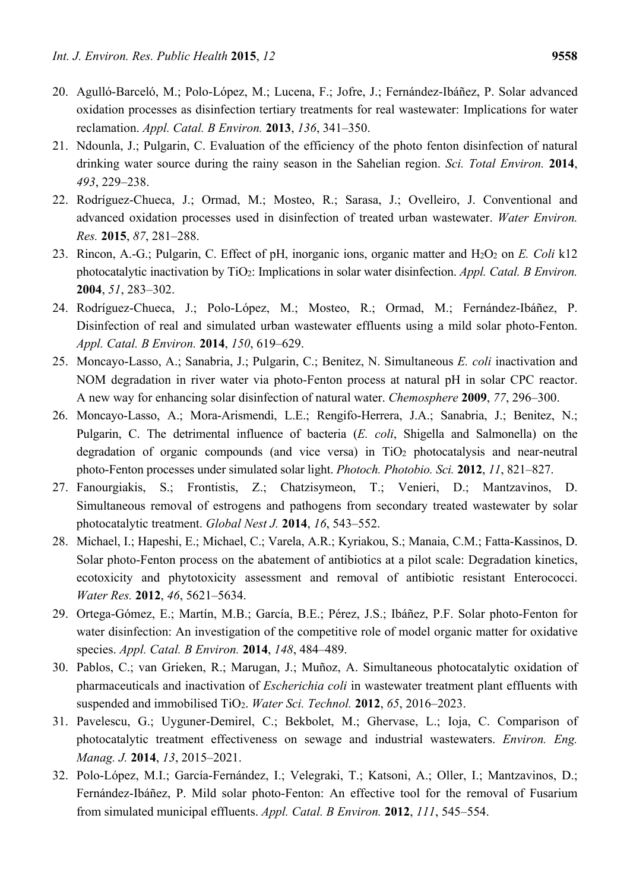20. Agulló-Barceló, M.; Polo-López, M.; Lucena, F.; Jofre, J.; Fernández-Ibáñez, P. Solar advanced oxidation processes as disinfection tertiary treatments for real wastewater: Implications for water reclamation. *Appl. Catal. B Environ.* **2013**, *136*, 341–350.
21. Ndounla, J.; Pulgarin, C. Evaluation of the efficiency of the photo fenton disinfection of natural drinking water source during the rainy season in the Sahelian region. *Sci. Total Environ.* **2014**, *493*, 229–238.
22. Rodríguez-Chueca, J.; Ormad, M.; Mosteo, R.; Sarasa, J.; Ovelleiro, J. Conventional and advanced oxidation processes used in disinfection of treated urban wastewater. *Water Environ. Res.* **2015**, *87*, 281–288.
23. Rincon, A.-G.; Pulgarin, C. Effect of pH, inorganic ions, organic matter and $H_2O_2$ on *E. Coli* k12 photocatalytic inactivation by $TiO_2$: Implications in solar water disinfection. *Appl. Catal. B Environ.* **2004**, *51*, 283–302.
24. Rodríguez-Chueca, J.; Polo-López, M.; Mosteo, R.; Ormad, M.; Fernández-Ibáñez, P. Disinfection of real and simulated urban wastewater effluents using a mild solar photo-Fenton. *Appl. Catal. B Environ.* **2014**, *150*, 619–629.
25. Moncayo-Lasso, A.; Sanabria, J.; Pulgarin, C.; Benitez, N. Simultaneous *E. coli* inactivation and NOM degradation in river water via photo-Fenton process at natural pH in solar CPC reactor. A new way for enhancing solar disinfection of natural water. *Chemosphere* **2009**, *77*, 296–300.
26. Moncayo-Lasso, A.; Mora-Arismendi, L.E.; Rengifo-Herrera, J.A.; Sanabria, J.; Benitez, N.; Pulgarin, C. The detrimental influence of bacteria (*E. coli*, Shigella and Salmonella) on the degradation of organic compounds (and vice versa) in $TiO_2$ photocatalysis and near-neutral photo-Fenton processes under simulated solar light. *Photoch. Photobio. Sci.* **2012**, *11*, 821–827.
27. Fanourgiakis, S.; Frontistis, Z.; Chatzisymeon, T.; Venieri, D.; Mantzavinos, D. Simultaneous removal of estrogens and pathogens from secondary treated wastewater by solar photocatalytic treatment. *Global Nest J.* **2014**, *16*, 543–552.
28. Michael, I.; Hapeshi, E.; Michael, C.; Varela, A.R.; Kyriakou, S.; Manaia, C.M.; Fatta-Kassinos, D. Solar photo-Fenton process on the abatement of antibiotics at a pilot scale: Degradation kinetics, ecotoxicity and phytotoxicity assessment and removal of antibiotic resistant Enterococci. *Water Res.* **2012**, *46*, 5621–5634.
29. Ortega-Gómez, E.; Martín, M.B.; García, B.E.; Pérez, J.S.; Ibáñez, P.F. Solar photo-Fenton for water disinfection: An investigation of the competitive role of model organic matter for oxidative species. *Appl. Catal. B Environ.* **2014**, *148*, 484–489.
30. Pablos, C.; van Grieken, R.; Marugan, J.; Muñoz, A. Simultaneous photocatalytic oxidation of pharmaceuticals and inactivation of *Escherichia coli* in wastewater treatment plant effluents with suspended and immobilised $TiO_2$. *Water Sci. Technol.* **2012**, *65*, 2016–2023.
31. Pavelescu, G.; Uyguner-Demirel, C.; Bekbolet, M.; Ghervase, L.; Ioja, C. Comparison of photocatalytic treatment effectiveness on sewage and industrial wastewaters. *Environ. Eng. Manag. J.* **2014**, *13*, 2015–2021.
32. Polo-López, M.I.; García-Fernández, I.; Velegraki, T.; Katsoni, A.; Oller, I.; Mantzavinos, D.; Fernández-Ibáñez, P. Mild solar photo-Fenton: An effective tool for the removal of Fusarium from simulated municipal effluents. *Appl. Catal. B Environ.* **2012**, *111*, 545–554.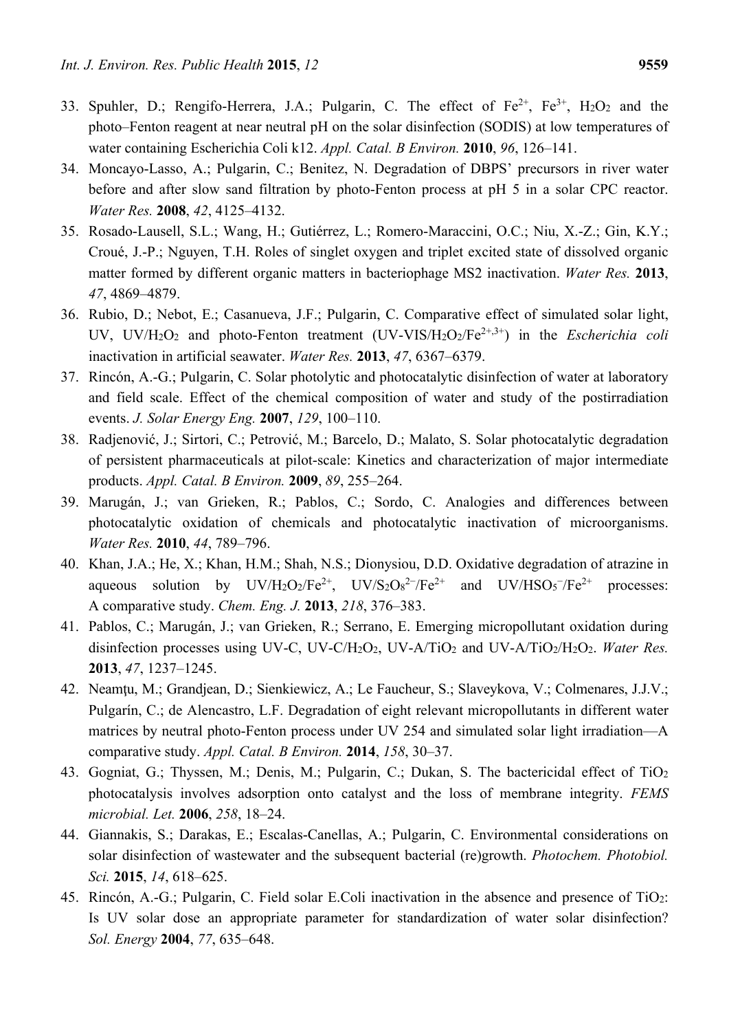33. Spuhler, D.; Rengifo-Herrera, J.A.; Pulgarin, C. The effect of $Fe^{2+}$, $Fe^{3+}$, $H_2O_2$ and the photo–Fenton reagent at near neutral pH on the solar disinfection (SODIS) at low temperatures of water containing Escherichia Coli k12. *Appl. Catal. B Environ.* **2010**, *96*, 126–141.
34. Moncayo-Lasso, A.; Pulgarin, C.; Benitez, N. Degradation of DBPS' precursors in river water before and after slow sand filtration by photo-Fenton process at pH 5 in a solar CPC reactor. *Water Res.* **2008**, *42*, 4125–4132.
35. Rosado-Lausell, S.L.; Wang, H.; Gutiérrez, L.; Romero-Maraccini, O.C.; Niu, X.-Z.; Gin, K.Y.; Croué, J.-P.; Nguyen, T.H. Roles of singlet oxygen and triplet excited state of dissolved organic matter formed by different organic matters in bacteriophage MS2 inactivation. *Water Res.* **2013**, *47*, 4869–4879.
36. Rubio, D.; Nebot, E.; Casanueva, J.F.; Pulgarin, C. Comparative effect of simulated solar light, UV, UV/$H_2O_2$ and photo-Fenton treatment (UV-VIS/$H_2O_2$/$Fe^{2+,3+}$) in the *Escherichia coli* inactivation in artificial seawater. *Water Res.* **2013**, *47*, 6367–6379.
37. Rincón, A.-G.; Pulgarin, C. Solar photolytic and photocatalytic disinfection of water at laboratory and field scale. Effect of the chemical composition of water and study of the postirradiation events. *J. Solar Energy Eng.* **2007**, *129*, 100–110.
38. Radjenović, J.; Sirtori, C.; Petrović, M.; Barcelo, D.; Malato, S. Solar photocatalytic degradation of persistent pharmaceuticals at pilot-scale: Kinetics and characterization of major intermediate products. *Appl. Catal. B Environ.* **2009**, *89*, 255–264.
39. Marugán, J.; van Grieken, R.; Pablos, C.; Sordo, C. Analogies and differences between photocatalytic oxidation of chemicals and photocatalytic inactivation of microorganisms. *Water Res.* **2010**, *44*, 789–796.
40. Khan, J.A.; He, X.; Khan, H.M.; Shah, N.S.; Dionysiou, D.D. Oxidative degradation of atrazine in aqueous solution by UV/$H_2O_2$/$Fe^{2+}$, UV/$S_2O_8^{2-}$/$Fe^{2+}$ and UV/$HSO_5^-$/$Fe^{2+}$ processes: A comparative study. *Chem. Eng. J.* **2013**, *218*, 376–383.
41. Pablos, C.; Marugán, J.; van Grieken, R.; Serrano, E. Emerging micropollutant oxidation during disinfection processes using UV-C, UV-C/$H_2O_2$, UV-A/$TiO_2$ and UV-A/$TiO_2$/$H_2O_2$. *Water Res.* **2013**, *47*, 1237–1245.
42. Neamţu, M.; Grandjean, D.; Sienkiewicz, A.; Le Faucheur, S.; Slaveykova, V.; Colmenares, J.J.V.; Pulgarín, C.; de Alencastro, L.F. Degradation of eight relevant micropollutants in different water matrices by neutral photo-Fenton process under UV 254 and simulated solar light irradiation—A comparative study. *Appl. Catal. B Environ.* **2014**, *158*, 30–37.
43. Gogniat, G.; Thyssen, M.; Denis, M.; Pulgarin, C.; Dukan, S. The bactericidal effect of $TiO_2$ photocatalysis involves adsorption onto catalyst and the loss of membrane integrity. *FEMS microbial. Let.* **2006**, *258*, 18–24.
44. Giannakis, S.; Darakas, E.; Escalas-Canellas, A.; Pulgarin, C. Environmental considerations on solar disinfection of wastewater and the subsequent bacterial (re)growth. *Photochem. Photobiol. Sci.* **2015**, *14*, 618–625.
45. Rincón, A.-G.; Pulgarin, C. Field solar E.Coli inactivation in the absence and presence of $TiO_2$: Is UV solar dose an appropriate parameter for standardization of water solar disinfection? *Sol. Energy* **2004**, *77*, 635–648.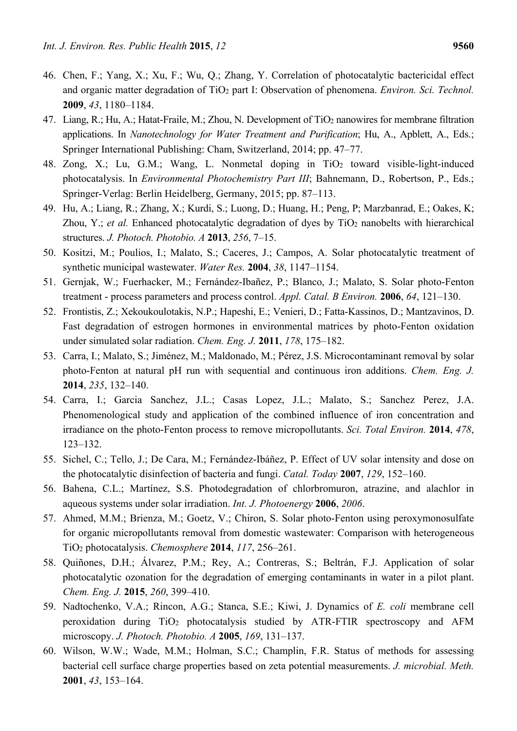46. Chen, F.; Yang, X.; Xu, F.; Wu, Q.; Zhang, Y. Correlation of photocatalytic bactericidal effect and organic matter degradation of $TiO_2$ part I: Observation of phenomena. *Environ. Sci. Technol.* **2009**, *43*, 1180–1184.
47. Liang, R.; Hu, A.; Hatat-Fraile, M.; Zhou, N. Development of $TiO_2$ nanowires for membrane filtration applications. In *Nanotechnology for Water Treatment and Purification*; Hu, A., Apblett, A., Eds.; Springer International Publishing: Cham, Switzerland, 2014; pp. 47–77.
48. Zong, X.; Lu, G.M.; Wang, L. Nonmetal doping in $TiO_2$ toward visible-light-induced photocatalysis. In *Environmental Photochemistry Part III*; Bahnemann, D., Robertson, P., Eds.; Springer-Verlag: Berlin Heidelberg, Germany, 2015; pp. 87–113.
49. Hu, A.; Liang, R.; Zhang, X.; Kurdi, S.; Luong, D.; Huang, H.; Peng, P; Marzbanrad, E.; Oakes, K; Zhou, Y.; *et al.* Enhanced photocatalytic degradation of dyes by $TiO_2$ nanobelts with hierarchical structures. *J. Photoch. Photobio. A* **2013**, *256*, 7–15.
50. Kositzi, M.; Poulios, I.; Malato, S.; Caceres, J.; Campos, A. Solar photocatalytic treatment of synthetic municipal wastewater. *Water Res.* **2004**, *38*, 1147–1154.
51. Gernjak, W.; Fuerhacker, M.; Fernández-Ibañez, P.; Blanco, J.; Malato, S. Solar photo-Fenton treatment - process parameters and process control. *Appl. Catal. B Environ.* **2006**, *64*, 121–130.
52. Frontistis, Z.; Xekoukoulotakis, N.P.; Hapeshi, E.; Venieri, D.; Fatta-Kassinos, D.; Mantzavinos, D. Fast degradation of estrogen hormones in environmental matrices by photo-Fenton oxidation under simulated solar radiation. *Chem. Eng. J.* **2011**, *178*, 175–182.
53. Carra, I.; Malato, S.; Jiménez, M.; Maldonado, M.; Pérez, J.S. Microcontaminant removal by solar photo-Fenton at natural pH run with sequential and continuous iron additions. *Chem. Eng. J.* **2014**, *235*, 132–140.
54. Carra, I.; Garcia Sanchez, J.L.; Casas Lopez, J.L.; Malato, S.; Sanchez Perez, J.A. Phenomenological study and application of the combined influence of iron concentration and irradiance on the photo-Fenton process to remove micropollutants. *Sci. Total Environ.* **2014**, *478*, 123–132.
55. Sichel, C.; Tello, J.; De Cara, M.; Fernández-Ibáñez, P. Effect of UV solar intensity and dose on the photocatalytic disinfection of bacteria and fungi. *Catal. Today* **2007**, *129*, 152–160.
56. Bahena, C.L.; Martínez, S.S. Photodegradation of chlorbromuron, atrazine, and alachlor in aqueous systems under solar irradiation. *Int. J. Photoenergy* **2006**, *2006*.
57. Ahmed, M.M.; Brienza, M.; Goetz, V.; Chiron, S. Solar photo-Fenton using peroxymonosulfate for organic micropollutants removal from domestic wastewater: Comparison with heterogeneous $TiO_2$ photocatalysis. *Chemosphere* **2014**, *117*, 256–261.
58. Quiñones, D.H.; Álvarez, P.M.; Rey, A.; Contreras, S.; Beltrán, F.J. Application of solar photocatalytic ozonation for the degradation of emerging contaminants in water in a pilot plant. *Chem. Eng. J.* **2015**, *260*, 399–410.
59. Nadtochenko, V.A.; Rincon, A.G.; Stanca, S.E.; Kiwi, J. Dynamics of *E. coli* membrane cell peroxidation during $TiO_2$ photocatalysis studied by ATR-FTIR spectroscopy and AFM microscopy. *J. Photoch. Photobio. A* **2005**, *169*, 131–137.
60. Wilson, W.W.; Wade, M.M.; Holman, S.C.; Champlin, F.R. Status of methods for assessing bacterial cell surface charge properties based on zeta potential measurements. *J. microbial. Meth.* **2001**, *43*, 153–164.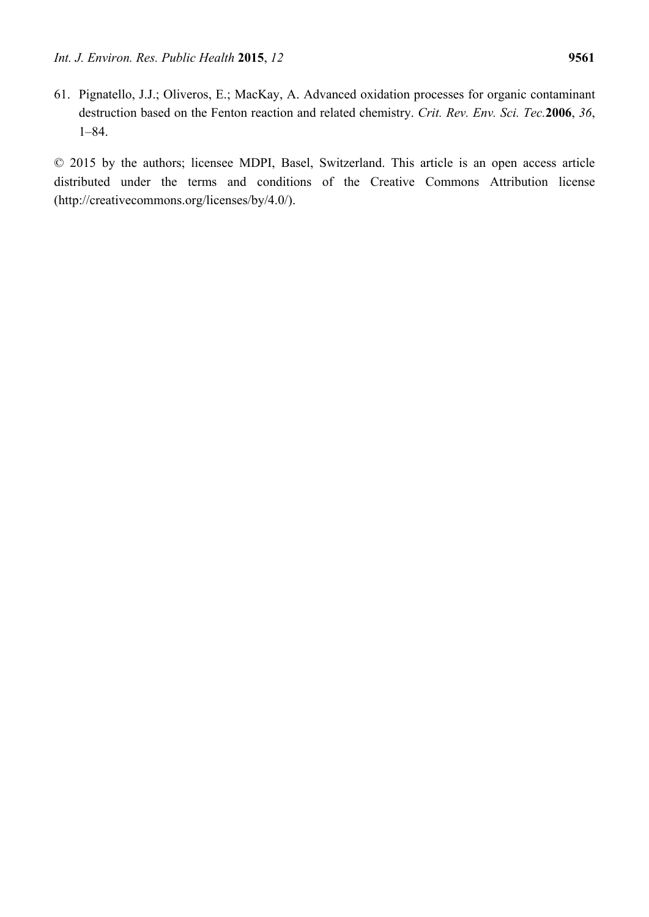61. Pignatello, J.J.; Oliveros, E.; MacKay, A. Advanced oxidation processes for organic contaminant destruction based on the Fenton reaction and related chemistry. *Crit. Rev. Env. Sci. Tec.* **2006**, *36*, 1–84.

© 2015 by the authors; licensee MDPI, Basel, Switzerland. This article is an open access article distributed under the terms and conditions of the Creative Commons Attribution license (http://creativecommons.org/licenses/by/4.0/).